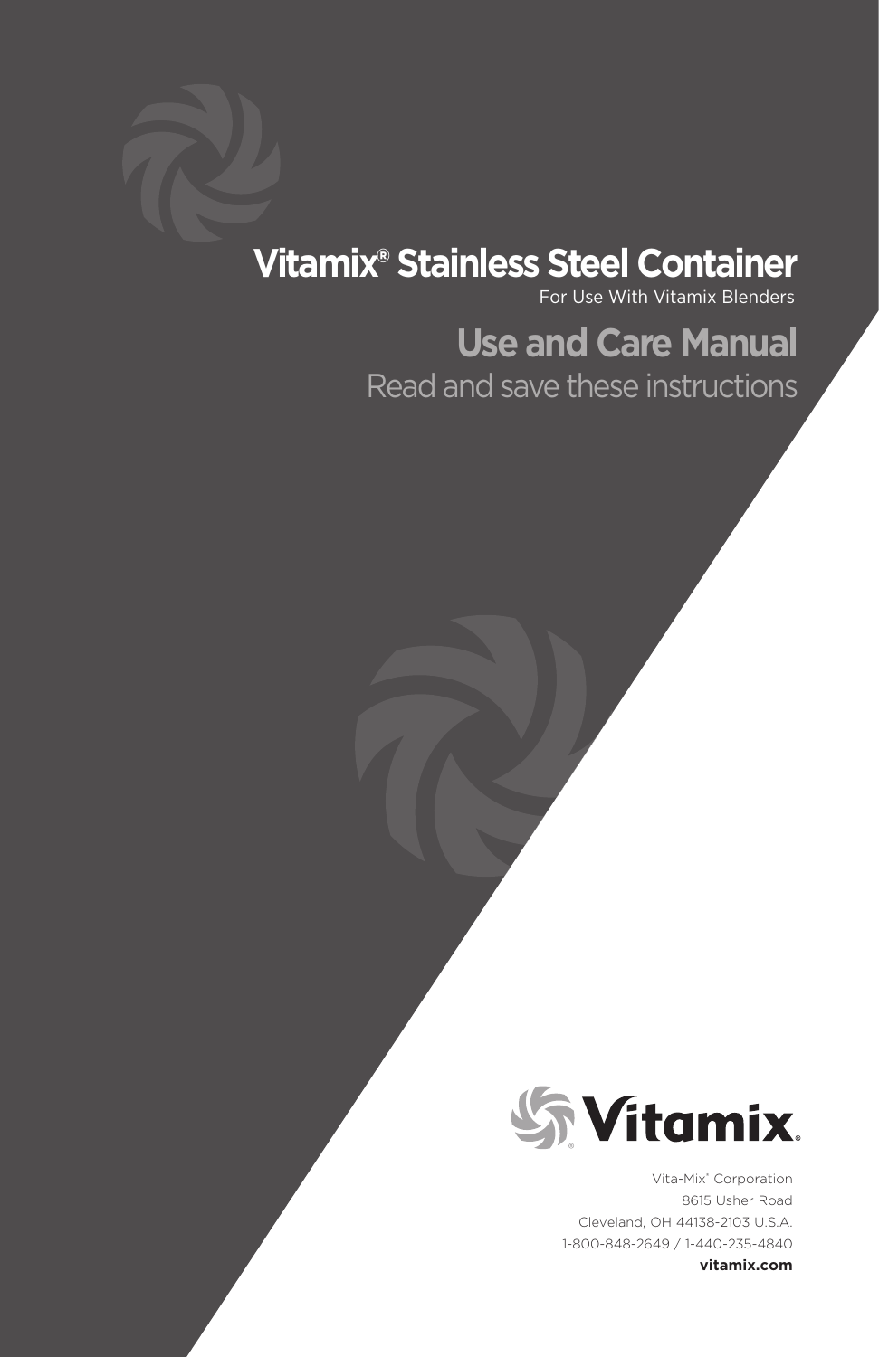# Vitamix® Stainless Steel Container

For Use With Vitamix Blenders

## Use and Care Manual

Read and save these instructions

Vitamix®

Vita-Mix® Corporation
8615 Usher Road
Cleveland, OH 44138-2103 U.S.A.
1-800-848-2649 / 1-440-235-4840
**vitamix.com**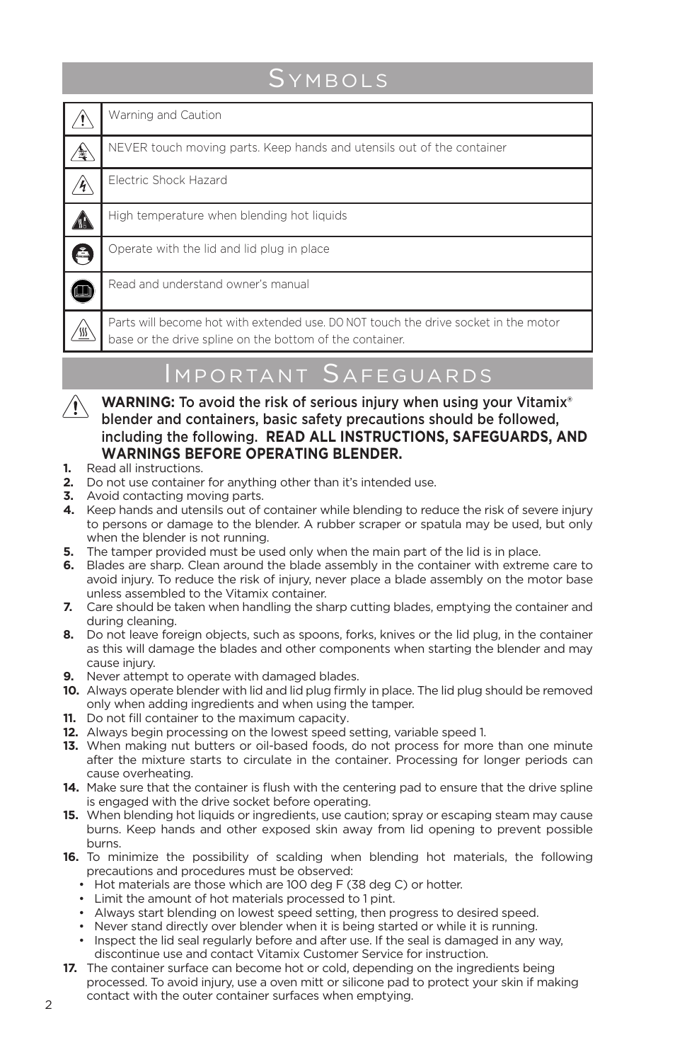## Symbols

| Symbol | Description |
|---|---|
| ⚠ | Warning and Caution |
| | NEVER touch moving parts. Keep hands and utensils out of the container |
| | Electric Shock Hazard |
| | High temperature when blending hot liquids |
| | Operate with the lid and lid plug in place |
| | Read and understand owner's manual |
| | Parts will become hot with extended use. DO NOT touch the drive socket in the motor base or the drive spline on the bottom of the container. |

## Important Safeguards

**WARNING:** To avoid the risk of serious injury when using your Vitamix® blender and containers, basic safety precautions should be followed, including the following. **READ ALL INSTRUCTIONS, SAFEGUARDS, AND WARNINGS BEFORE OPERATING BLENDER.**

1. Read all instructions.
2. Do not use container for anything other than it's intended use.
3. Avoid contacting moving parts.
4. Keep hands and utensils out of container while blending to reduce the risk of severe injury to persons or damage to the blender. A rubber scraper or spatula may be used, but only when the blender is not running.
5. The tamper provided must be used only when the main part of the lid is in place.
6. Blades are sharp. Clean around the blade assembly in the container with extreme care to avoid injury. To reduce the risk of injury, never place a blade assembly on the motor base unless assembled to the Vitamix container.
7. Care should be taken when handling the sharp cutting blades, emptying the container and during cleaning.
8. Do not leave foreign objects, such as spoons, forks, knives or the lid plug, in the container as this will damage the blades and other components when starting the blender and may cause injury.
9. Never attempt to operate with damaged blades.
10. Always operate blender with lid and lid plug firmly in place. The lid plug should be removed only when adding ingredients and when using the tamper.
11. Do not fill container to the maximum capacity.
12. Always begin processing on the lowest speed setting, variable speed 1.
13. When making nut butters or oil-based foods, do not process for more than one minute after the mixture starts to circulate in the container. Processing for longer periods can cause overheating.
14. Make sure that the container is flush with the centering pad to ensure that the drive spline is engaged with the drive socket before operating.
15. When blending hot liquids or ingredients, use caution; spray or escaping steam may cause burns. Keep hands and other exposed skin away from lid opening to prevent possible burns.
16. To minimize the possibility of scalding when blending hot materials, the following precautions and procedures must be observed:
    - Hot materials are those which are 100 deg F (38 deg C) or hotter.
    - Limit the amount of hot materials processed to 1 pint.
    - Always start blending on lowest speed setting, then progress to desired speed.
    - Never stand directly over blender when it is being started or while it is running.
    - Inspect the lid seal regularly before and after use. If the seal is damaged in any way, discontinue use and contact Vitamix Customer Service for instruction.
17. The container surface can become hot or cold, depending on the ingredients being processed. To avoid injury, use a oven mitt or silicone pad to protect your skin if making contact with the outer container surfaces when emptying.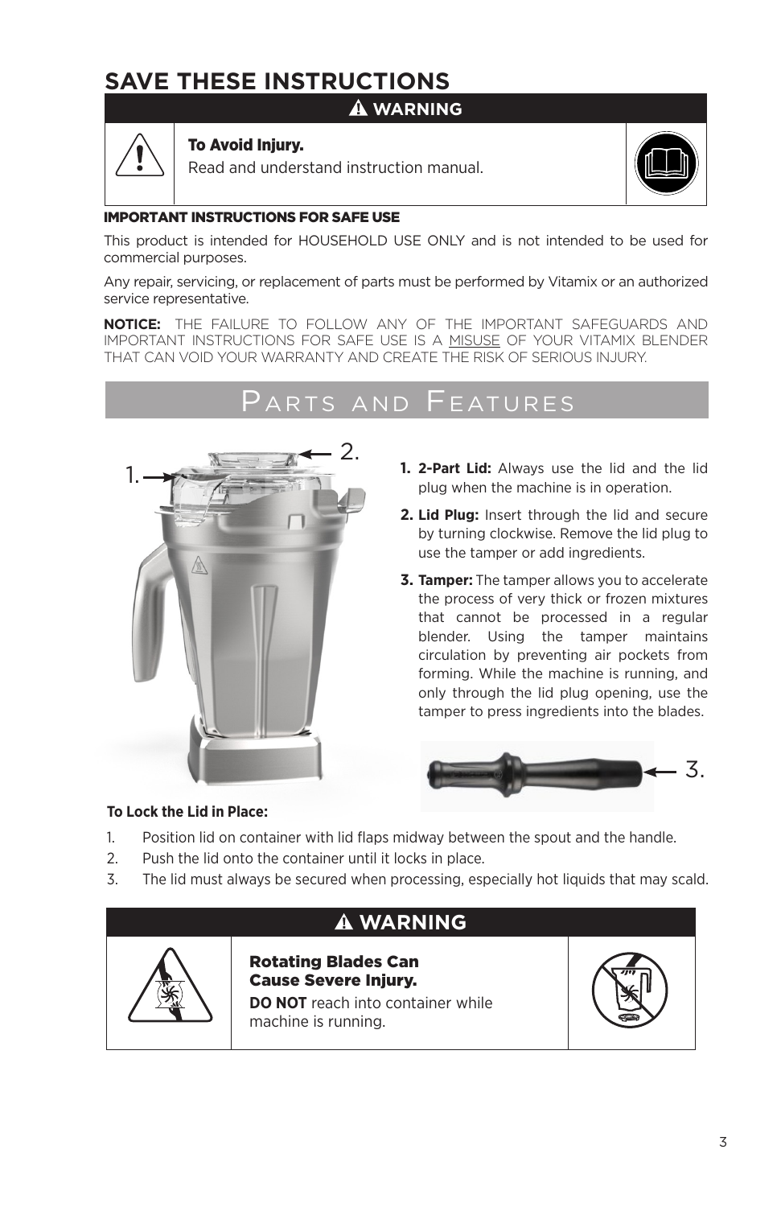# SAVE THESE INSTRUCTIONS

**⚠ WARNING**

**To Avoid Injury.**
Read and understand instruction manual.

**IMPORTANT INSTRUCTIONS FOR SAFE USE**

This product is intended for HOUSEHOLD USE ONLY and is not intended to be used for commercial purposes.

Any repair, servicing, or replacement of parts must be performed by Vitamix or an authorized service representative.

**NOTICE:** THE FAILURE TO FOLLOW ANY OF THE IMPORTANT SAFEGUARDS AND IMPORTANT INSTRUCTIONS FOR SAFE USE IS A MISUSE OF YOUR VITAMIX BLENDER THAT CAN VOID YOUR WARRANTY AND CREATE THE RISK OF SERIOUS INJURY.

## Parts and Features

1. **2-Part Lid:** Always use the lid and the lid plug when the machine is in operation.
2. **Lid Plug:** Insert through the lid and secure by turning clockwise. Remove the lid plug to use the tamper or add ingredients.
3. **Tamper:** The tamper allows you to accelerate the process of very thick or frozen mixtures that cannot be processed in a regular blender. Using the tamper maintains circulation by preventing air pockets from forming. While the machine is running, and only through the lid plug opening, use the tamper to press ingredients into the blades.

**To Lock the Lid in Place:**

1. Position lid on container with lid flaps midway between the spout and the handle.
2. Push the lid onto the container until it locks in place.
3. The lid must always be secured when processing, especially hot liquids that may scald.

**⚠ WARNING**

**Rotating Blades Can Cause Severe Injury.**
**DO NOT** reach into container while machine is running.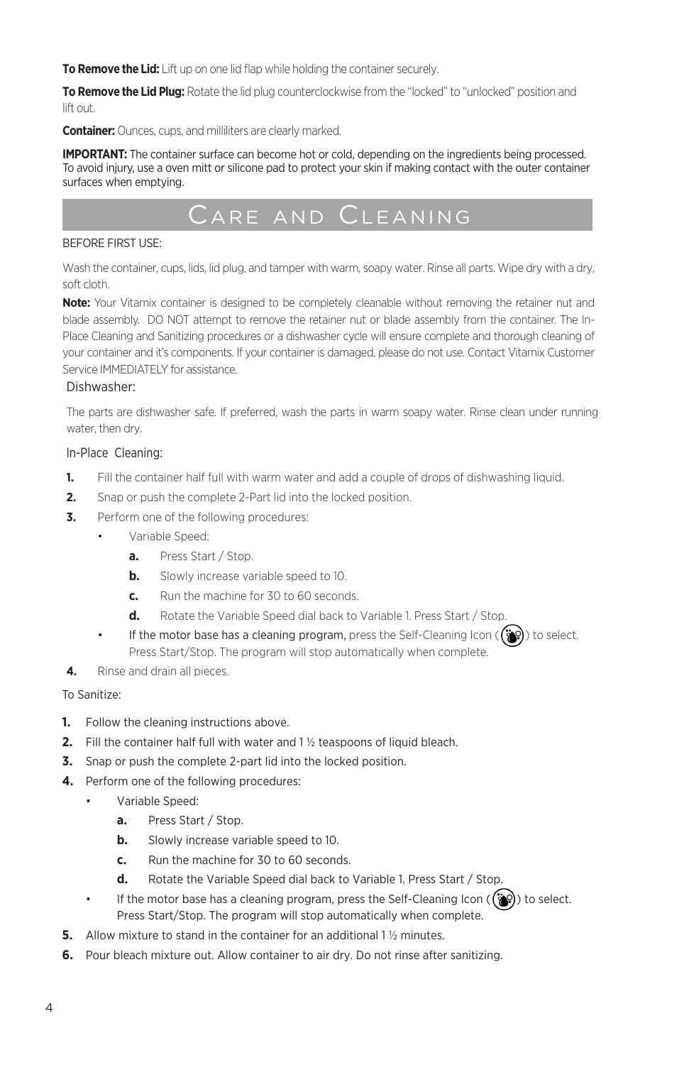**To Remove the Lid:** Lift up on one lid flap while holding the container securely.

**To Remove the Lid Plug:** Rotate the lid plug counterclockwise from the "locked" to "unlocked" position and lift out.

**Container:** Ounces, cups, and milliliters are clearly marked.

**IMPORTANT:** The container surface can become hot or cold, depending on the ingredients being processed. To avoid injury, use a oven mitt or silicone pad to protect your skin if making contact with the outer container surfaces when emptying.

# Care and Cleaning

BEFORE FIRST USE:

Wash the container, cups, lids, lid plug, and tamper with warm, soapy water. Rinse all parts. Wipe dry with a dry, soft cloth.

**Note:** Your Vitamix container is designed to be completely cleanable without removing the retainer nut and blade assembly. DO NOT attempt to remove the retainer nut or blade assembly from the container. The In-Place Cleaning and Sanitizing procedures or a dishwasher cycle will ensure complete and thorough cleaning of your container and it's components. If your container is damaged, please do not use. Contact Vitamix Customer Service IMMEDIATELY for assistance.

Dishwasher:

The parts are dishwasher safe. If preferred, wash the parts in warm soapy water. Rinse clean under running water, then dry.

In-Place Cleaning:

1. Fill the container half full with warm water and add a couple of drops of dishwashing liquid.
2. Snap or push the complete 2-Part lid into the locked position.
3. Perform one of the following procedures:
   - Variable Speed:
     a. Press Start / Stop.
     b. Slowly increase variable speed to 10.
     c. Run the machine for 30 to 60 seconds.
     d. Rotate the Variable Speed dial back to Variable 1. Press Start / Stop.
   - If the motor base has a cleaning program, press the Self-Cleaning Icon ( ) to select. Press Start/Stop. The program will stop automatically when complete.
4. Rinse and drain all pieces.

To Sanitize:

1. Follow the cleaning instructions above.
2. Fill the container half full with water and 1 ½ teaspoons of liquid bleach.
3. Snap or push the complete 2-part lid into the locked position.
4. Perform one of the following procedures:
   - Variable Speed:
     a. Press Start / Stop.
     b. Slowly increase variable speed to 10.
     c. Run the machine for 30 to 60 seconds.
     d. Rotate the Variable Speed dial back to Variable 1. Press Start / Stop.
   - If the motor base has a cleaning program, press the Self-Cleaning Icon ( ) to select. Press Start/Stop. The program will stop automatically when complete.
5. Allow mixture to stand in the container for an additional 1 ½ minutes.
6. Pour bleach mixture out. Allow container to air dry. Do not rinse after sanitizing.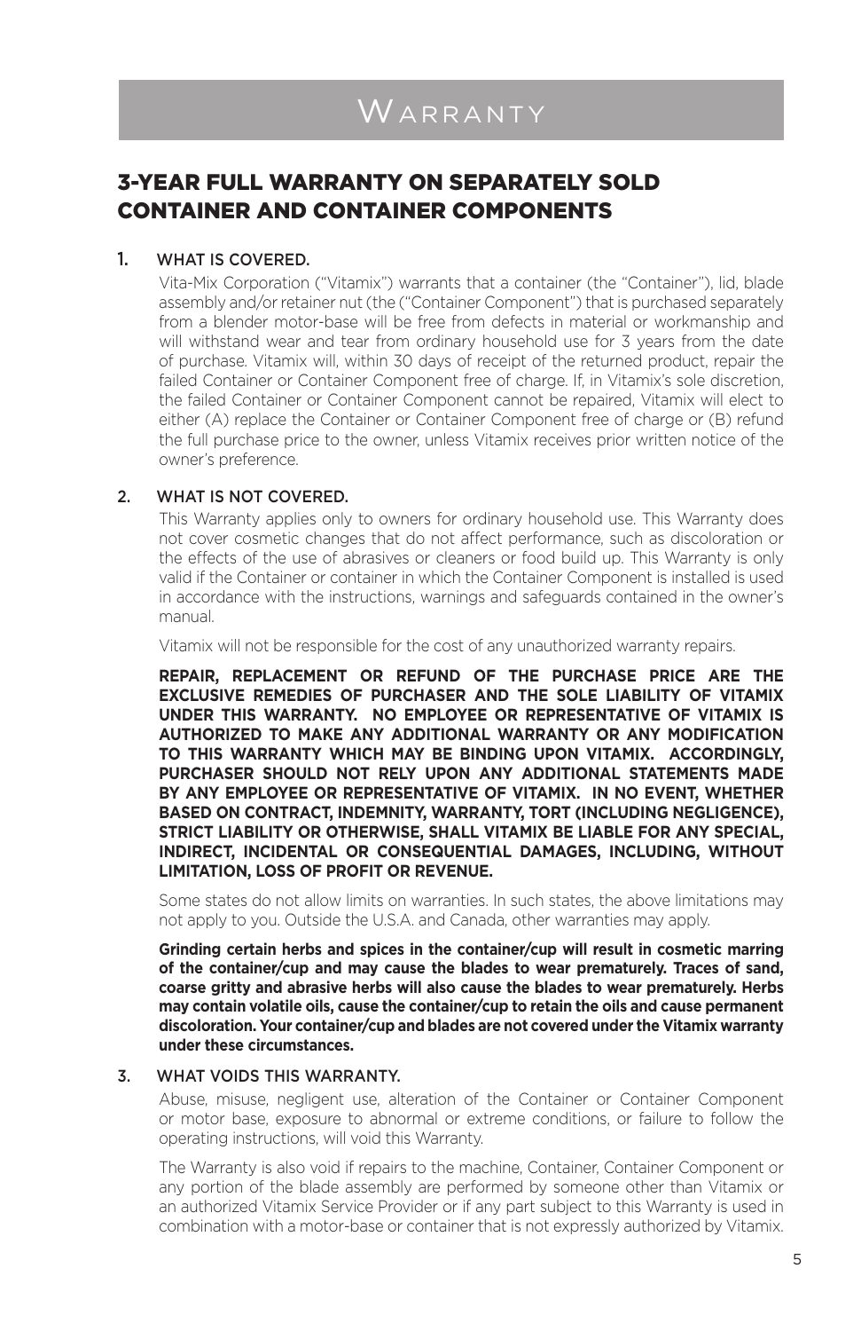# Warranty

## 3-YEAR FULL WARRANTY ON SEPARATELY SOLD CONTAINER AND CONTAINER COMPONENTS

### 1. WHAT IS COVERED.

Vita-Mix Corporation ("Vitamix") warrants that a container (the "Container"), lid, blade assembly and/or retainer nut (the ("Container Component") that is purchased separately from a blender motor-base will be free from defects in material or workmanship and will withstand wear and tear from ordinary household use for 3 years from the date of purchase. Vitamix will, within 30 days of receipt of the returned product, repair the failed Container or Container Component free of charge. If, in Vitamix's sole discretion, the failed Container or Container Component cannot be repaired, Vitamix will elect to either (A) replace the Container or Container Component free of charge or (B) refund the full purchase price to the owner, unless Vitamix receives prior written notice of the owner's preference.

### 2. WHAT IS NOT COVERED.

This Warranty applies only to owners for ordinary household use. This Warranty does not cover cosmetic changes that do not affect performance, such as discoloration or the effects of the use of abrasives or cleaners or food build up. This Warranty is only valid if the Container or container in which the Container Component is installed is used in accordance with the instructions, warnings and safeguards contained in the owner's manual.

Vitamix will not be responsible for the cost of any unauthorized warranty repairs.

**REPAIR, REPLACEMENT OR REFUND OF THE PURCHASE PRICE ARE THE EXCLUSIVE REMEDIES OF PURCHASER AND THE SOLE LIABILITY OF VITAMIX UNDER THIS WARRANTY. NO EMPLOYEE OR REPRESENTATIVE OF VITAMIX IS AUTHORIZED TO MAKE ANY ADDITIONAL WARRANTY OR ANY MODIFICATION TO THIS WARRANTY WHICH MAY BE BINDING UPON VITAMIX. ACCORDINGLY, PURCHASER SHOULD NOT RELY UPON ANY ADDITIONAL STATEMENTS MADE BY ANY EMPLOYEE OR REPRESENTATIVE OF VITAMIX. IN NO EVENT, WHETHER BASED ON CONTRACT, INDEMNITY, WARRANTY, TORT (INCLUDING NEGLIGENCE), STRICT LIABILITY OR OTHERWISE, SHALL VITAMIX BE LIABLE FOR ANY SPECIAL, INDIRECT, INCIDENTAL OR CONSEQUENTIAL DAMAGES, INCLUDING, WITHOUT LIMITATION, LOSS OF PROFIT OR REVENUE.**

Some states do not allow limits on warranties. In such states, the above limitations may not apply to you. Outside the U.S.A. and Canada, other warranties may apply.

**Grinding certain herbs and spices in the container/cup will result in cosmetic marring of the container/cup and may cause the blades to wear prematurely. Traces of sand, coarse gritty and abrasive herbs will also cause the blades to wear prematurely. Herbs may contain volatile oils, cause the container/cup to retain the oils and cause permanent discoloration. Your container/cup and blades are not covered under the Vitamix warranty under these circumstances.**

### 3. WHAT VOIDS THIS WARRANTY.

Abuse, misuse, negligent use, alteration of the Container or Container Component or motor base, exposure to abnormal or extreme conditions, or failure to follow the operating instructions, will void this Warranty.

The Warranty is also void if repairs to the machine, Container, Container Component or any portion of the blade assembly are performed by someone other than Vitamix or an authorized Vitamix Service Provider or if any part subject to this Warranty is used in combination with a motor-base or container that is not expressly authorized by Vitamix.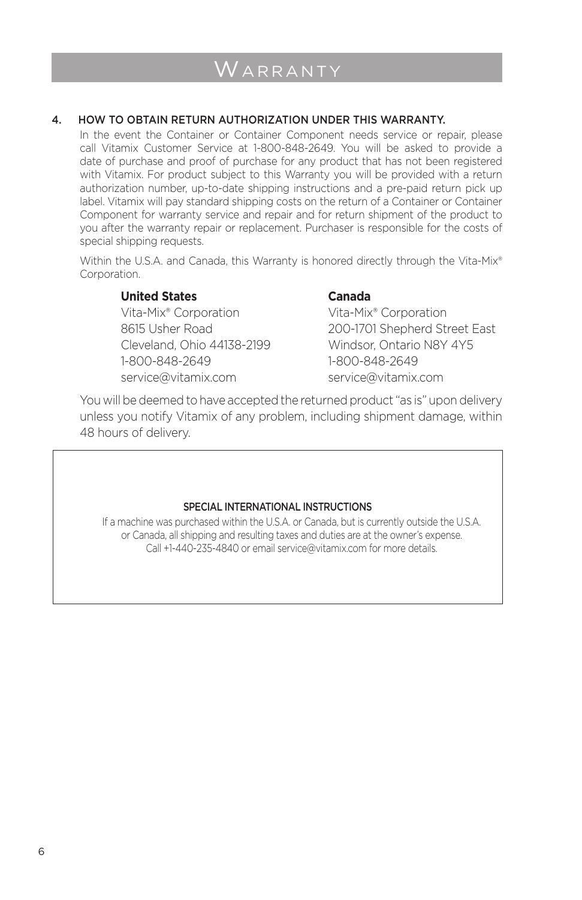# Warranty

4. HOW TO OBTAIN RETURN AUTHORIZATION UNDER THIS WARRANTY.

   In the event the Container or Container Component needs service or repair, please call Vitamix Customer Service at 1-800-848-2649. You will be asked to provide a date of purchase and proof of purchase for any product that has not been registered with Vitamix. For product subject to this Warranty you will be provided with a return authorization number, up-to-date shipping instructions and a pre-paid return pick up label. Vitamix will pay standard shipping costs on the return of a Container or Container Component for warranty service and repair and for return shipment of the product to you after the warranty repair or replacement. Purchaser is responsible for the costs of special shipping requests.

   Within the U.S.A. and Canada, this Warranty is honored directly through the Vita-Mix® Corporation.

   **United States**
   Vita-Mix® Corporation
   8615 Usher Road
   Cleveland, Ohio 44138-2199
   1-800-848-2649
   service@vitamix.com

   **Canada**
   Vita-Mix® Corporation
   200-1701 Shepherd Street East
   Windsor, Ontario N8Y 4Y5
   1-800-848-2649
   service@vitamix.com

   You will be deemed to have accepted the returned product "as is" upon delivery unless you notify Vitamix of any problem, including shipment damage, within 48 hours of delivery.

SPECIAL INTERNATIONAL INSTRUCTIONS

If a machine was purchased within the U.S.A. or Canada, but is currently outside the U.S.A. or Canada, all shipping and resulting taxes and duties are at the owner's expense. Call +1-440-235-4840 or email service@vitamix.com for more details.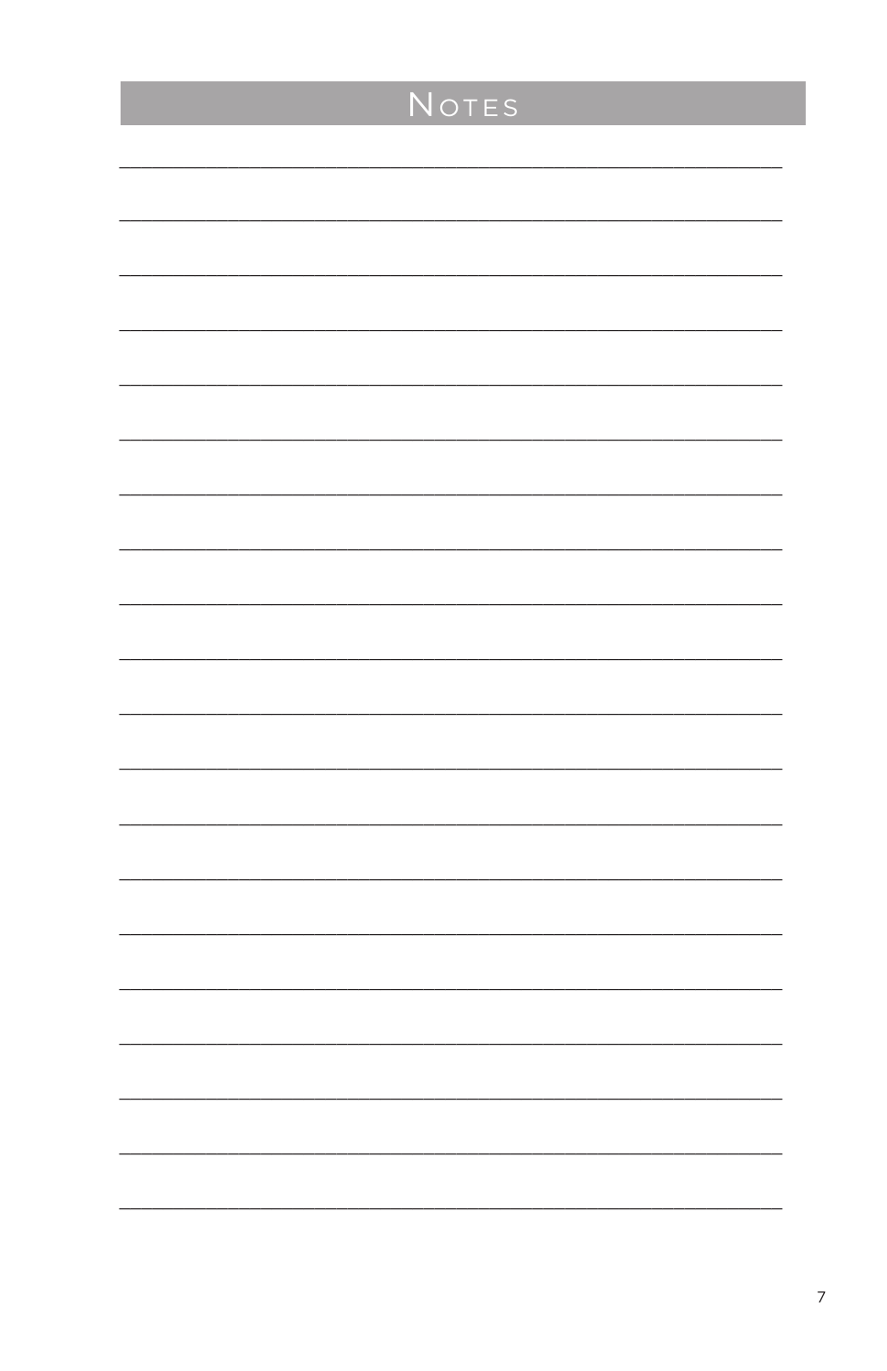# Notes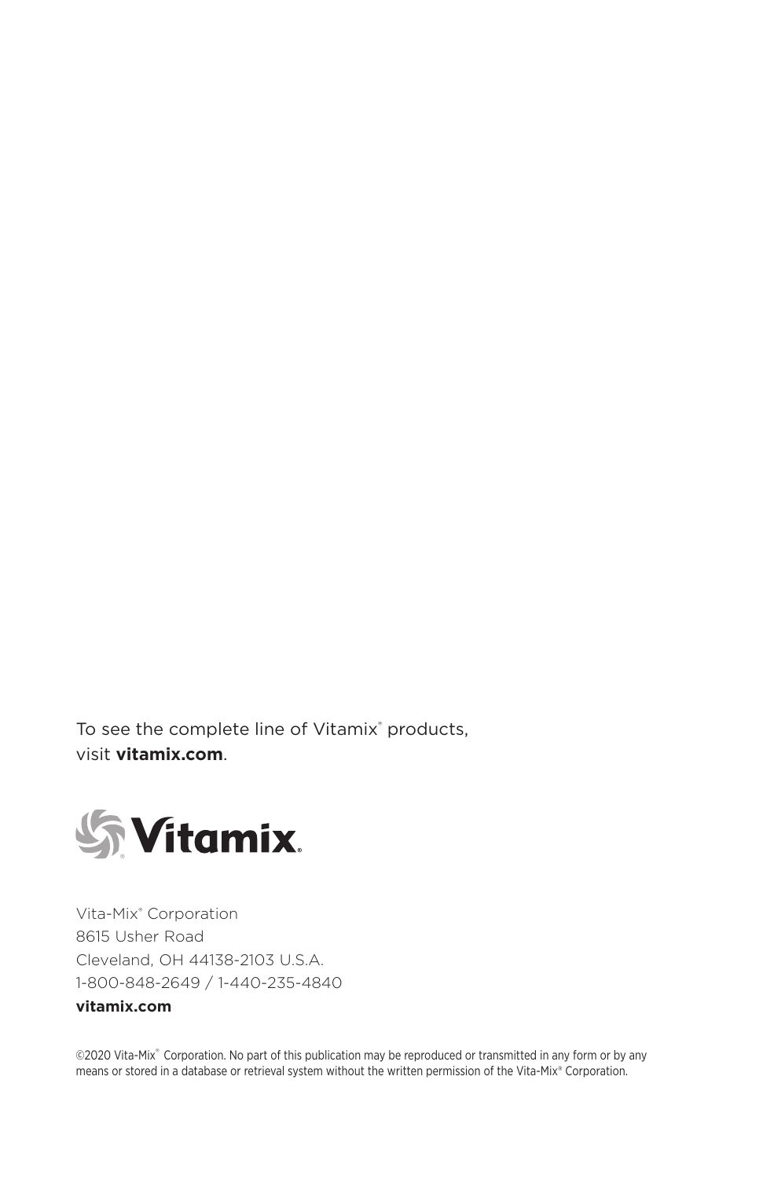To see the complete line of Vitamix® products,
visit **vitamix.com**.

Vitamix®

Vita-Mix® Corporation
8615 Usher Road
Cleveland, OH 44138-2103 U.S.A.
1-800-848-2649 / 1-440-235-4840
**vitamix.com**

©2020 Vita-Mix® Corporation. No part of this publication may be reproduced or transmitted in any form or by any means or stored in a database or retrieval system without the written permission of the Vita-Mix® Corporation.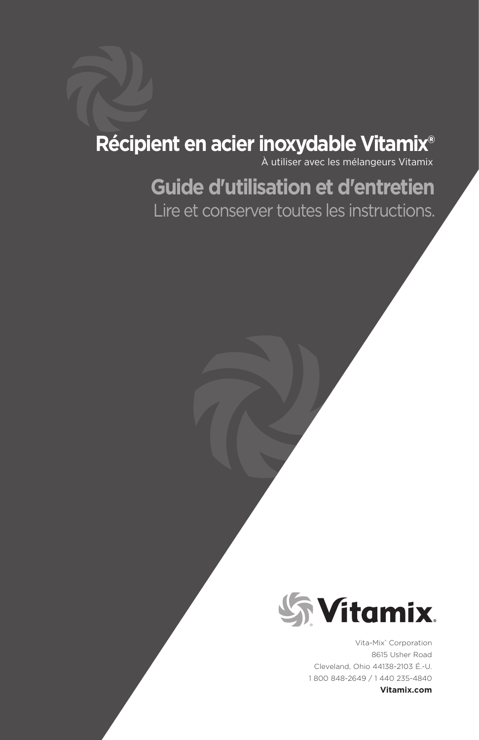# Récipient en acier inoxydable Vitamix®

À utiliser avec les mélangeurs Vitamix

## Guide d'utilisation et d'entretien

Lire et conserver toutes les instructions.

Vita-Mix® Corporation
8615 Usher Road
Cleveland, Ohio 44138-2103 É.-U.
1 800 848-2649 / 1 440 235-4840
**Vitamix.com**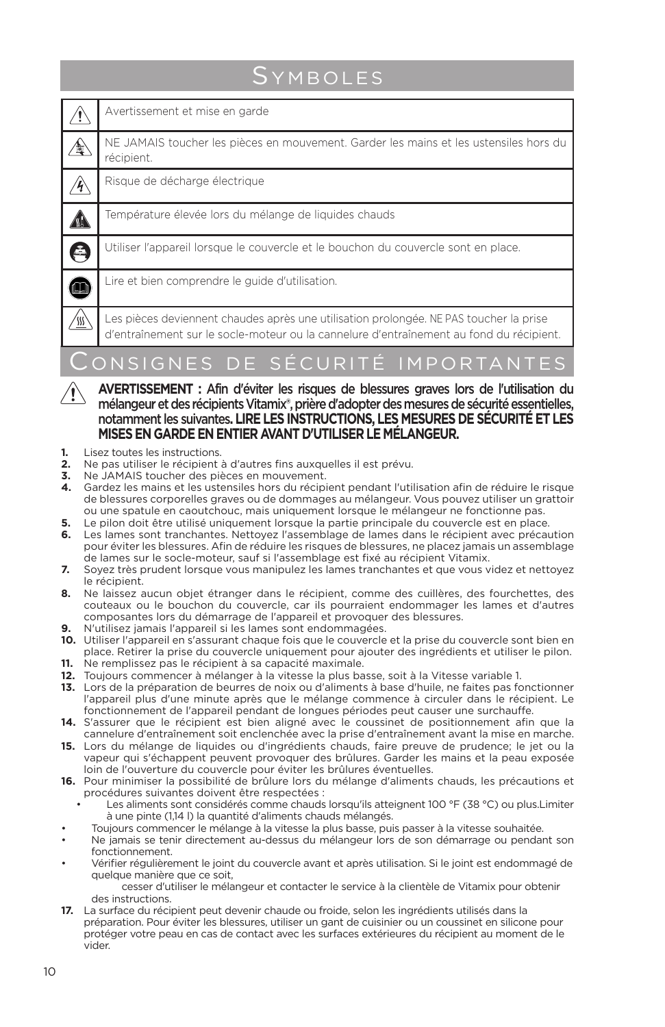# Symboles

| | |
|---|---|
| ⚠ | Avertissement et mise en garde |
| | NE JAMAIS toucher les pièces en mouvement. Garder les mains et les ustensiles hors du récipient. |
| | Risque de décharge électrique |
| | Température élevée lors du mélange de liquides chauds |
| | Utiliser l'appareil lorsque le couvercle et le bouchon du couvercle sont en place. |
| | Lire et bien comprendre le guide d'utilisation. |
| | Les pièces deviennent chaudes après une utilisation prolongée. NE PAS toucher la prise d'entraînement sur le socle-moteur ou la cannelure d'entraînement au fond du récipient. |

# Consignes de sécurité importantes

**AVERTISSEMENT : Afin d'éviter les risques de blessures graves lors de l'utilisation du mélangeur et des récipients Vitamix®, prière d'adopter des mesures de sécurité essentielles, notamment les suivantes. LIRE LES INSTRUCTIONS, LES MESURES DE SÉCURITÉ ET LES MISES EN GARDE EN ENTIER AVANT D'UTILISER LE MÉLANGEUR.**

1. Lisez toutes les instructions.
2. Ne pas utiliser le récipient à d'autres fins auxquelles il est prévu.
3. Ne JAMAIS toucher des pièces en mouvement.
4. Gardez les mains et les ustensiles hors du récipient pendant l'utilisation afin de réduire le risque de blessures corporelles graves ou de dommages au mélangeur. Vous pouvez utiliser un grattoir ou une spatule en caoutchouc, mais uniquement lorsque le mélangeur ne fonctionne pas.
5. Le pilon doit être utilisé uniquement lorsque la partie principale du couvercle est en place.
6. Les lames sont tranchantes. Nettoyez l'assemblage de lames dans le récipient avec précaution pour éviter les blessures. Afin de réduire les risques de blessures, ne placez jamais un assemblage de lames sur le socle-moteur, sauf si l'assemblage est fixé au récipient Vitamix.
7. Soyez très prudent lorsque vous manipulez les lames tranchantes et que vous videz et nettoyez le récipient.
8. Ne laissez aucun objet étranger dans le récipient, comme des cuillères, des fourchettes, des couteaux ou le bouchon du couvercle, car ils pourraient endommager les lames et d'autres composantes lors du démarrage de l'appareil et provoquer des blessures.
9. N'utilisez jamais l'appareil si les lames sont endommagées.
10. Utiliser l'appareil en s'assurant chaque fois que le couvercle et la prise du couvercle sont bien en place. Retirer la prise du couvercle uniquement pour ajouter des ingrédients et utiliser le pilon.
11. Ne remplissez pas le récipient à sa capacité maximale.
12. Toujours commencer à mélanger à la vitesse la plus basse, soit à la Vitesse variable 1.
13. Lors de la préparation de beurres de noix ou d'aliments à base d'huile, ne faites pas fonctionner l'appareil plus d'une minute après que le mélange commence à circuler dans le récipient. Le fonctionnement de l'appareil pendant de longues périodes peut causer une surchauffe.
14. S'assurer que le récipient est bien aligné avec le coussinet de positionnement afin que la cannelure d'entraînement soit enclenchée avec la prise d'entraînement avant la mise en marche.
15. Lors du mélange de liquides ou d'ingrédients chauds, faire preuve de prudence; le jet ou la vapeur qui s'échappent peuvent provoquer des brûlures. Garder les mains et la peau exposée loin de l'ouverture du couvercle pour éviter les brûlures éventuelles.
16. Pour minimiser la possibilité de brûlure lors du mélange d'aliments chauds, les précautions et procédures suivantes doivent être respectées :
    - Les aliments sont considérés comme chauds lorsqu'ils atteignent 100 °F (38 °C) ou plus.Limiter à une pinte (1,14 l) la quantité d'aliments chauds mélangés.
    - Toujours commencer le mélange à la vitesse la plus basse, puis passer à la vitesse souhaitée.
    - Ne jamais se tenir directement au-dessus du mélangeur lors de son démarrage ou pendant son fonctionnement.
    - Vérifier régulièrement le joint du couvercle avant et après utilisation. Si le joint est endommagé de quelque manière que ce soit, cesser d'utiliser le mélangeur et contacter le service à la clientèle de Vitamix pour obtenir des instructions.
17. La surface du récipient peut devenir chaude ou froide, selon les ingrédients utilisés dans la préparation. Pour éviter les blessures, utiliser un gant de cuisinier ou un coussinet en silicone pour protéger votre peau en cas de contact avec les surfaces extérieures du récipient au moment de le vider.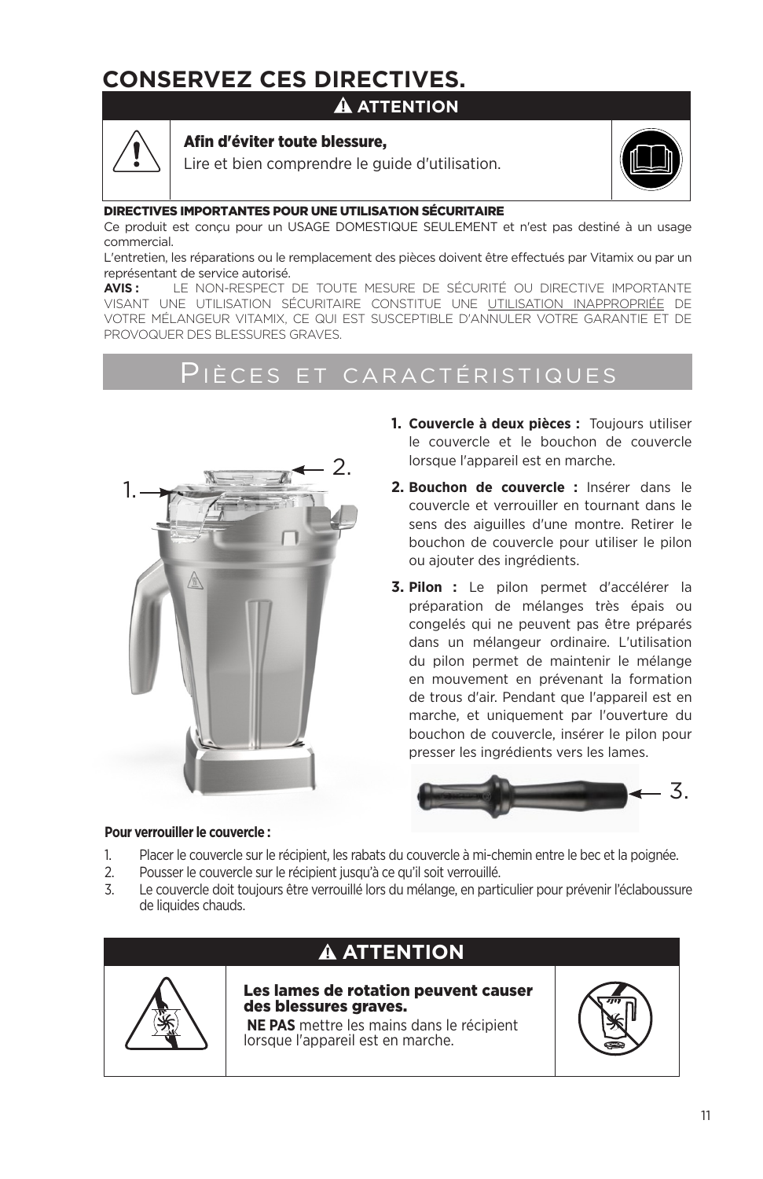# CONSERVEZ CES DIRECTIVES.

**⚠ ATTENTION**

**Afin d'éviter toute blessure,**

Lire et bien comprendre le guide d'utilisation.

**DIRECTIVES IMPORTANTES POUR UNE UTILISATION SÉCURITAIRE**

Ce produit est conçu pour un USAGE DOMESTIQUE SEULEMENT et n'est pas destiné à un usage commercial.

L'entretien, les réparations ou le remplacement des pièces doivent être effectués par Vitamix ou par un représentant de service autorisé.

**AVIS :** LE NON-RESPECT DE TOUTE MESURE DE SÉCURITÉ OU DIRECTIVE IMPORTANTE VISANT UNE UTILISATION SÉCURITAIRE CONSTITUE UNE UTILISATION INAPPROPRIÉE DE VOTRE MÉLANGEUR VITAMIX, CE QUI EST SUSCEPTIBLE D'ANNULER VOTRE GARANTIE ET DE PROVOQUER DES BLESSURES GRAVES.

## Pièces et caractéristiques

1. **Couvercle à deux pièces :** Toujours utiliser le couvercle et le bouchon de couvercle lorsque l'appareil est en marche.
2. **Bouchon de couvercle :** Insérer dans le couvercle et verrouiller en tournant dans le sens des aiguilles d'une montre. Retirer le bouchon de couvercle pour utiliser le pilon ou ajouter des ingrédients.
3. **Pilon :** Le pilon permet d'accélérer la préparation de mélanges très épais ou congelés qui ne peuvent pas être préparés dans un mélangeur ordinaire. L'utilisation du pilon permet de maintenir le mélange en mouvement en prévenant la formation de trous d'air. Pendant que l'appareil est en marche, et uniquement par l'ouverture du bouchon de couvercle, insérer le pilon pour presser les ingrédients vers les lames.

**Pour verrouiller le couvercle :**

1. Placer le couvercle sur le récipient, les rabats du couvercle à mi-chemin entre le bec et la poignée.
2. Pousser le couvercle sur le récipient jusqu'à ce qu'il soit verrouillé.
3. Le couvercle doit toujours être verrouillé lors du mélange, en particulier pour prévenir l'éclaboussure de liquides chauds.

**⚠ ATTENTION**

**Les lames de rotation peuvent causer des blessures graves.**

**NE PAS** mettre les mains dans le récipient lorsque l'appareil est en marche.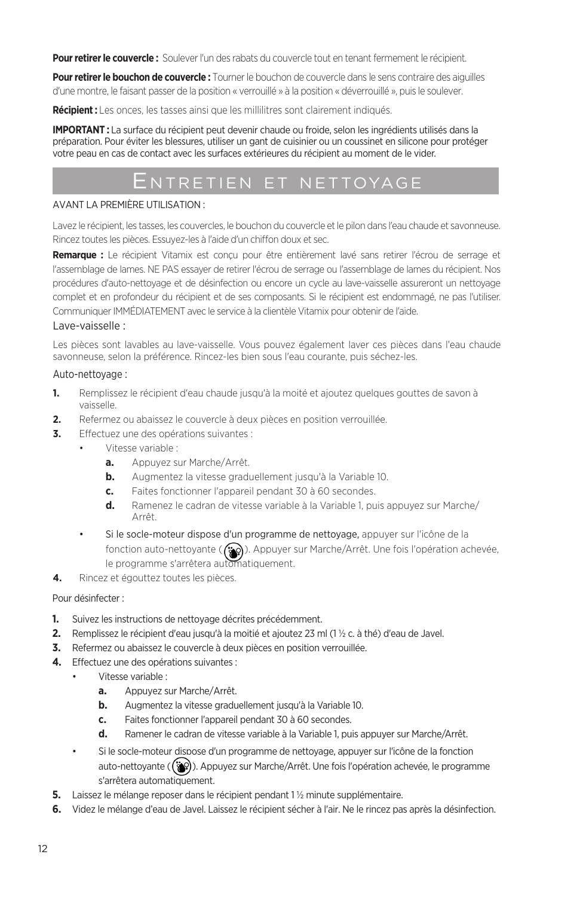**Pour retirer le couvercle :** Soulever l'un des rabats du couvercle tout en tenant fermement le récipient.

**Pour retirer le bouchon de couvercle :** Tourner le bouchon de couvercle dans le sens contraire des aiguilles d'une montre, le faisant passer de la position « verrouillé » à la position « déverrouillé », puis le soulever.

**Récipient :** Les onces, les tasses ainsi que les millilitres sont clairement indiqués.

**IMPORTANT :** La surface du récipient peut devenir chaude ou froide, selon les ingrédients utilisés dans la préparation. Pour éviter les blessures, utiliser un gant de cuisinier ou un coussinet en silicone pour protéger votre peau en cas de contact avec les surfaces extérieures du récipient au moment de le vider.

# Entretien et nettoyage

AVANT LA PREMIÈRE UTILISATION :

Lavez le récipient, les tasses, les couvercles, le bouchon du couvercle et le pilon dans l'eau chaude et savonneuse. Rincez toutes les pièces. Essuyez-les à l'aide d'un chiffon doux et sec.

**Remarque :** Le récipient Vitamix est conçu pour être entièrement lavé sans retirer l'écrou de serrage et l'assemblage de lames. NE PAS essayer de retirer l'écrou de serrage ou l'assemblage de lames du récipient. Nos procédures d'auto-nettoyage et de désinfection ou encore un cycle au lave-vaisselle assureront un nettoyage complet et en profondeur du récipient et de ses composants. Si le récipient est endommagé, ne pas l'utiliser. Communiquer IMMÉDIATEMENT avec le service à la clientèle Vitamix pour obtenir de l'aide.

Lave-vaisselle :

Les pièces sont lavables au lave-vaisselle. Vous pouvez également laver ces pièces dans l'eau chaude savonneuse, selon la préférence. Rincez-les bien sous l'eau courante, puis séchez-les.

Auto-nettoyage :

1. Remplissez le récipient d'eau chaude jusqu'à la moité et ajoutez quelques gouttes de savon à vaisselle.
2. Refermez ou abaissez le couvercle à deux pièces en position verrouillée.
3. Effectuez une des opérations suivantes :
   - Vitesse variable :
     a. Appuyez sur Marche/Arrêt.
     b. Augmentez la vitesse graduellement jusqu'à la Variable 10.
     c. Faites fonctionner l'appareil pendant 30 à 60 secondes.
     d. Ramenez le cadran de vitesse variable à la Variable 1, puis appuyez sur Marche/Arrêt.
   - Si le socle-moteur dispose d'un programme de nettoyage, appuyer sur l'icône de la fonction auto-nettoyante ( ). Appuyer sur Marche/Arrêt. Une fois l'opération achevée, le programme s'arrêtera automatiquement.
4. Rincez et égouttez toutes les pièces.

Pour désinfecter :

1. Suivez les instructions de nettoyage décrites précédemment.
2. Remplissez le récipient d'eau jusqu'à la moitié et ajoutez 23 ml (1 ½ c. à thé) d'eau de Javel.
3. Refermez ou abaissez le couvercle à deux pièces en position verrouillée.
4. Effectuez une des opérations suivantes :
   - Vitesse variable :
     a. Appuyez sur Marche/Arrêt.
     b. Augmentez la vitesse graduellement jusqu'à la Variable 10.
     c. Faites fonctionner l'appareil pendant 30 à 60 secondes.
     d. Ramener le cadran de vitesse variable à la Variable 1, puis appuyer sur Marche/Arrêt.
   - Si le socle-moteur dispose d'un programme de nettoyage, appuyer sur l'icône de la fonction auto-nettoyante ( ). Appuyez sur Marche/Arrêt. Une fois l'opération achevée, le programme s'arrêtera automatiquement.
5. Laissez le mélange reposer dans le récipient pendant 1 ½ minute supplémentaire.
6. Videz le mélange d'eau de Javel. Laissez le récipient sécher à l'air. Ne le rincez pas après la désinfection.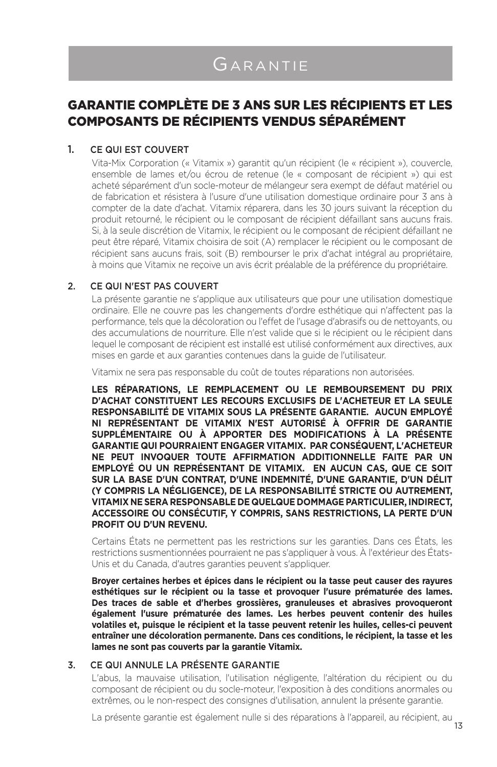# Garantie

## GARANTIE COMPLÈTE DE 3 ANS SUR LES RÉCIPIENTS ET LES COMPOSANTS DE RÉCIPIENTS VENDUS SÉPARÉMENT

1. CE QUI EST COUVERT

   Vita-Mix Corporation (« Vitamix ») garantit qu'un récipient (le « récipient »), couvercle, ensemble de lames et/ou écrou de retenue (le « composant de récipient ») qui est acheté séparément d'un socle-moteur de mélangeur sera exempt de défaut matériel ou de fabrication et résistera à l'usure d'une utilisation domestique ordinaire pour 3 ans à compter de la date d'achat. Vitamix réparera, dans les 30 jours suivant la réception du produit retourné, le récipient ou le composant de récipient défaillant sans aucuns frais. Si, à la seule discrétion de Vitamix, le récipient ou le composant de récipient défaillant ne peut être réparé, Vitamix choisira de soit (A) remplacer le récipient ou le composant de récipient sans aucuns frais, soit (B) rembourser le prix d'achat intégral au propriétaire, à moins que Vitamix ne reçoive un avis écrit préalable de la préférence du propriétaire.

2. CE QUI N'EST PAS COUVERT

   La présente garantie ne s'applique aux utilisateurs que pour une utilisation domestique ordinaire. Elle ne couvre pas les changements d'ordre esthétique qui n'affectent pas la performance, tels que la décoloration ou l'effet de l'usage d'abrasifs ou de nettoyants, ou des accumulations de nourriture. Elle n'est valide que si le récipient ou le récipient dans lequel le composant de récipient est installé est utilisé conformément aux directives, aux mises en garde et aux garanties contenues dans la guide de l'utilisateur.

   Vitamix ne sera pas responsable du coût de toutes réparations non autorisées.

   **LES RÉPARATIONS, LE REMPLACEMENT OU LE REMBOURSEMENT DU PRIX D'ACHAT CONSTITUENT LES RECOURS EXCLUSIFS DE L'ACHETEUR ET LA SEULE RESPONSABILITÉ DE VITAMIX SOUS LA PRÉSENTE GARANTIE. AUCUN EMPLOYÉ NI REPRÉSENTANT DE VITAMIX N'EST AUTORISÉ À OFFRIR DE GARANTIE SUPPLÉMENTAIRE OU À APPORTER DES MODIFICATIONS À LA PRÉSENTE GARANTIE QUI POURRAIENT ENGAGER VITAMIX. PAR CONSÉQUENT, L'ACHETEUR NE PEUT INVOQUER TOUTE AFFIRMATION ADDITIONNELLE FAITE PAR UN EMPLOYÉ OU UN REPRÉSENTANT DE VITAMIX. EN AUCUN CAS, QUE CE SOIT SUR LA BASE D'UN CONTRAT, D'UNE INDEMNITÉ, D'UNE GARANTIE, D'UN DÉLIT (Y COMPRIS LA NÉGLIGENCE), DE LA RESPONSABILITÉ STRICTE OU AUTREMENT, VITAMIX NE SERA RESPONSABLE DE QUELQUE DOMMAGE PARTICULIER, INDIRECT, ACCESSOIRE OU CONSÉCUTIF, Y COMPRIS, SANS RESTRICTIONS, LA PERTE D'UN PROFIT OU D'UN REVENU.**

   Certains États ne permettent pas les restrictions sur les garanties. Dans ces États, les restrictions susmentionnées pourraient ne pas s'appliquer à vous. À l'extérieur des États-Unis et du Canada, d'autres garanties peuvent s'appliquer.

   **Broyer certaines herbes et épices dans le récipient ou la tasse peut causer des rayures esthétiques sur le récipient ou la tasse et provoquer l'usure prématurée des lames. Des traces de sable et d'herbes grossières, granuleuses et abrasives provoqueront également l'usure prématurée des lames. Les herbes peuvent contenir des huiles volatiles et, puisque le récipient et la tasse peuvent retenir les huiles, celles-ci peuvent entraîner une décoloration permanente. Dans ces conditions, le récipient, la tasse et les lames ne sont pas couverts par la garantie Vitamix.**

3. CE QUI ANNULE LA PRÉSENTE GARANTIE

   L'abus, la mauvaise utilisation, l'utilisation négligente, l'altération du récipient ou du composant de récipient ou du socle-moteur, l'exposition à des conditions anormales ou extrêmes, ou le non-respect des consignes d'utilisation, annulent la présente garantie.

   La présente garantie est également nulle si des réparations à l'appareil, au récipient, au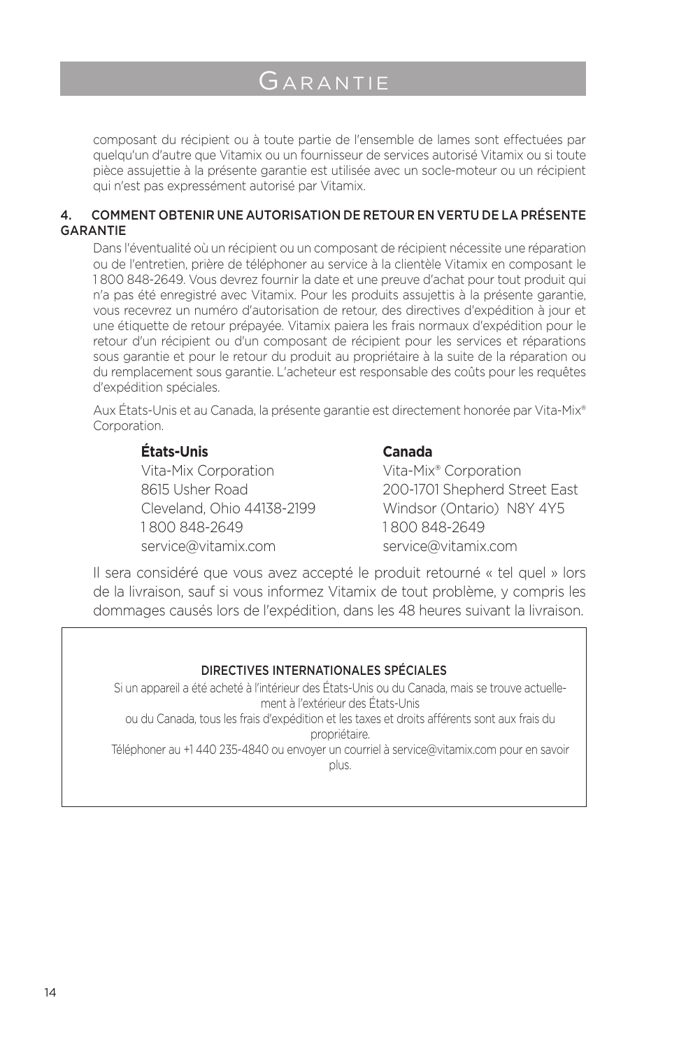# Garantie

composant du récipient ou à toute partie de l'ensemble de lames sont effectuées par quelqu'un d'autre que Vitamix ou un fournisseur de services autorisé Vitamix ou si toute pièce assujettie à la présente garantie est utilisée avec un socle-moteur ou un récipient qui n'est pas expressément autorisé par Vitamix.

## 4. COMMENT OBTENIR UNE AUTORISATION DE RETOUR EN VERTU DE LA PRÉSENTE GARANTIE

Dans l'éventualité où un récipient ou un composant de récipient nécessite une réparation ou de l'entretien, prière de téléphoner au service à la clientèle Vitamix en composant le 1 800 848-2649. Vous devrez fournir la date et une preuve d'achat pour tout produit qui n'a pas été enregistré avec Vitamix. Pour les produits assujettis à la présente garantie, vous recevrez un numéro d'autorisation de retour, des directives d'expédition à jour et une étiquette de retour prépayée. Vitamix paiera les frais normaux d'expédition pour le retour d'un récipient ou d'un composant de récipient pour les services et réparations sous garantie et pour le retour du produit au propriétaire à la suite de la réparation ou du remplacement sous garantie. L'acheteur est responsable des coûts pour les requêtes d'expédition spéciales.

Aux États-Unis et au Canada, la présente garantie est directement honorée par Vita-Mix® Corporation.

**États-Unis**
Vita-Mix Corporation
8615 Usher Road
Cleveland, Ohio 44138-2199
1 800 848-2649
service@vitamix.com

**Canada**
Vita-Mix® Corporation
200-1701 Shepherd Street East
Windsor (Ontario) N8Y 4Y5
1 800 848-2649
service@vitamix.com

Il sera considéré que vous avez accepté le produit retourné « tel quel » lors de la livraison, sauf si vous informez Vitamix de tout problème, y compris les dommages causés lors de l'expédition, dans les 48 heures suivant la livraison.

DIRECTIVES INTERNATIONALES SPÉCIALES

Si un appareil a été acheté à l'intérieur des États-Unis ou du Canada, mais se trouve actuellement à l'extérieur des États-Unis ou du Canada, tous les frais d'expédition et les taxes et droits afférents sont aux frais du propriétaire.

Téléphoner au +1 440 235-4840 ou envoyer un courriel à service@vitamix.com pour en savoir plus.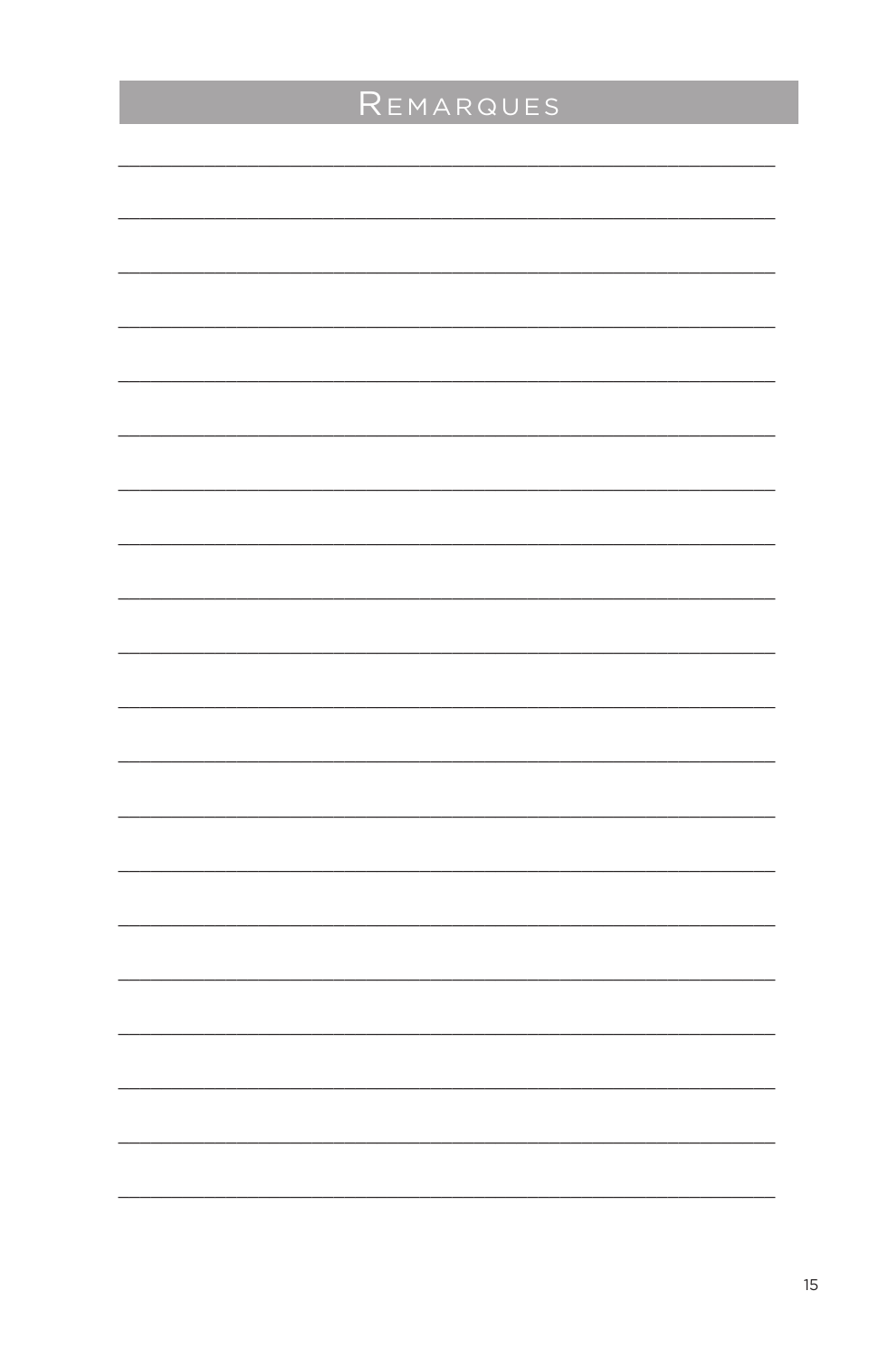# Remarques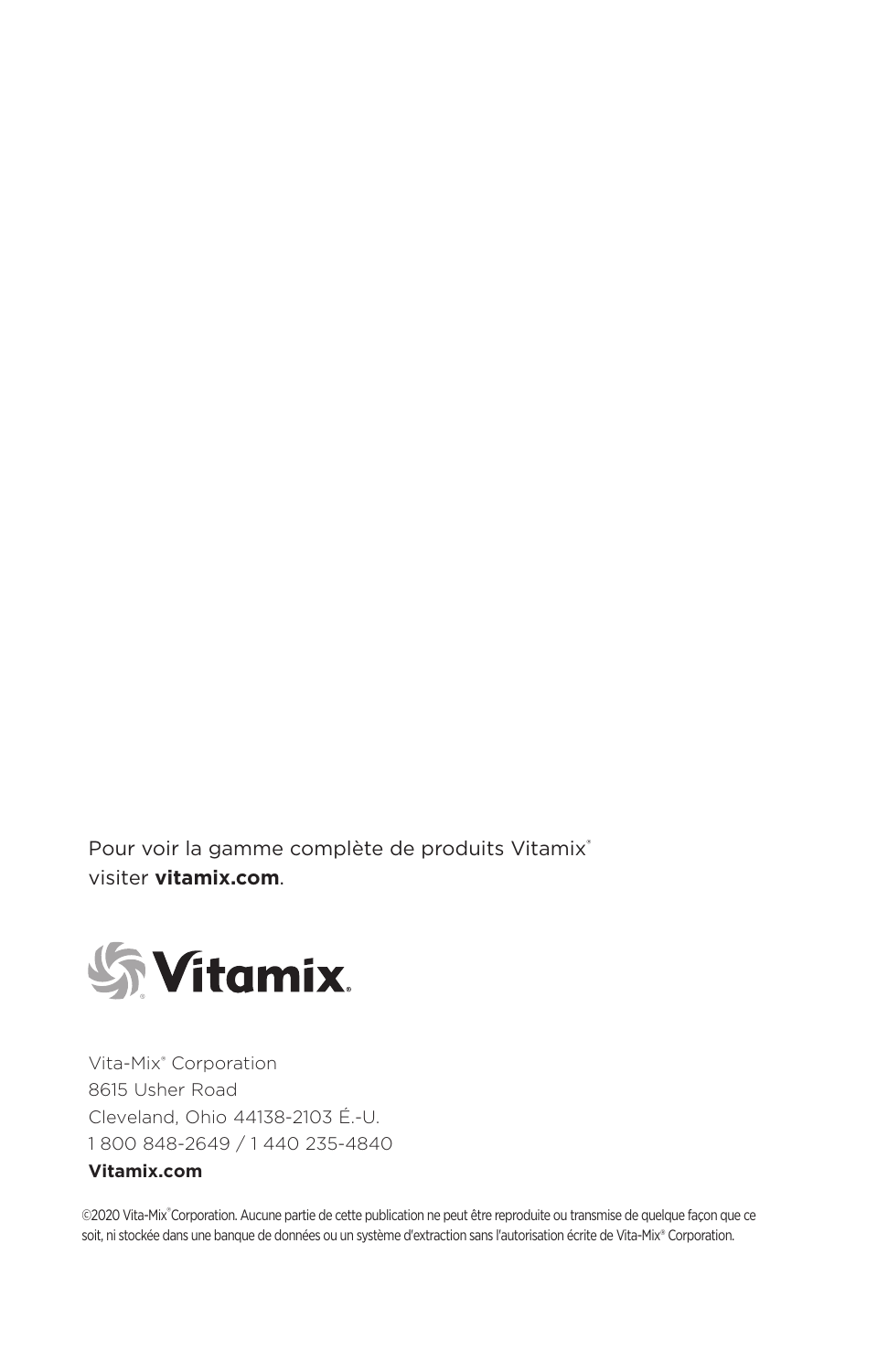Pour voir la gamme complète de produits Vitamix®
visiter **vitamix.com**.

Vita-Mix® Corporation
8615 Usher Road
Cleveland, Ohio 44138-2103 É.-U.
1 800 848-2649 / 1 440 235-4840
**Vitamix.com**

©2020 Vita-Mix® Corporation. Aucune partie de cette publication ne peut être reproduite ou transmise de quelque façon que ce soit, ni stockée dans une banque de données ou un système d'extraction sans l'autorisation écrite de Vita-Mix® Corporation.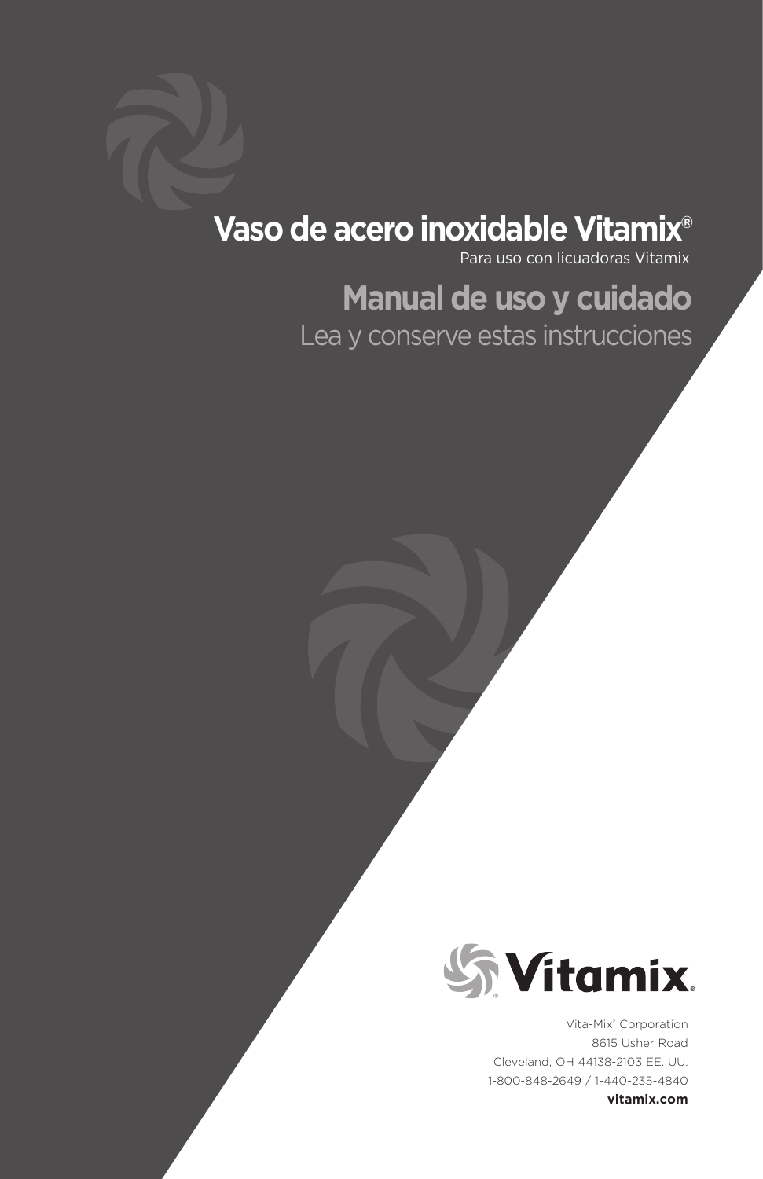# Vaso de acero inoxidable Vitamix®

Para uso con licuadoras Vitamix

## Manual de uso y cuidado

Lea y conserve estas instrucciones

Vitamix®

Vita-Mix® Corporation
8615 Usher Road
Cleveland, OH 44138-2103 EE. UU.
1-800-848-2649 / 1-440-235-4840
**vitamix.com**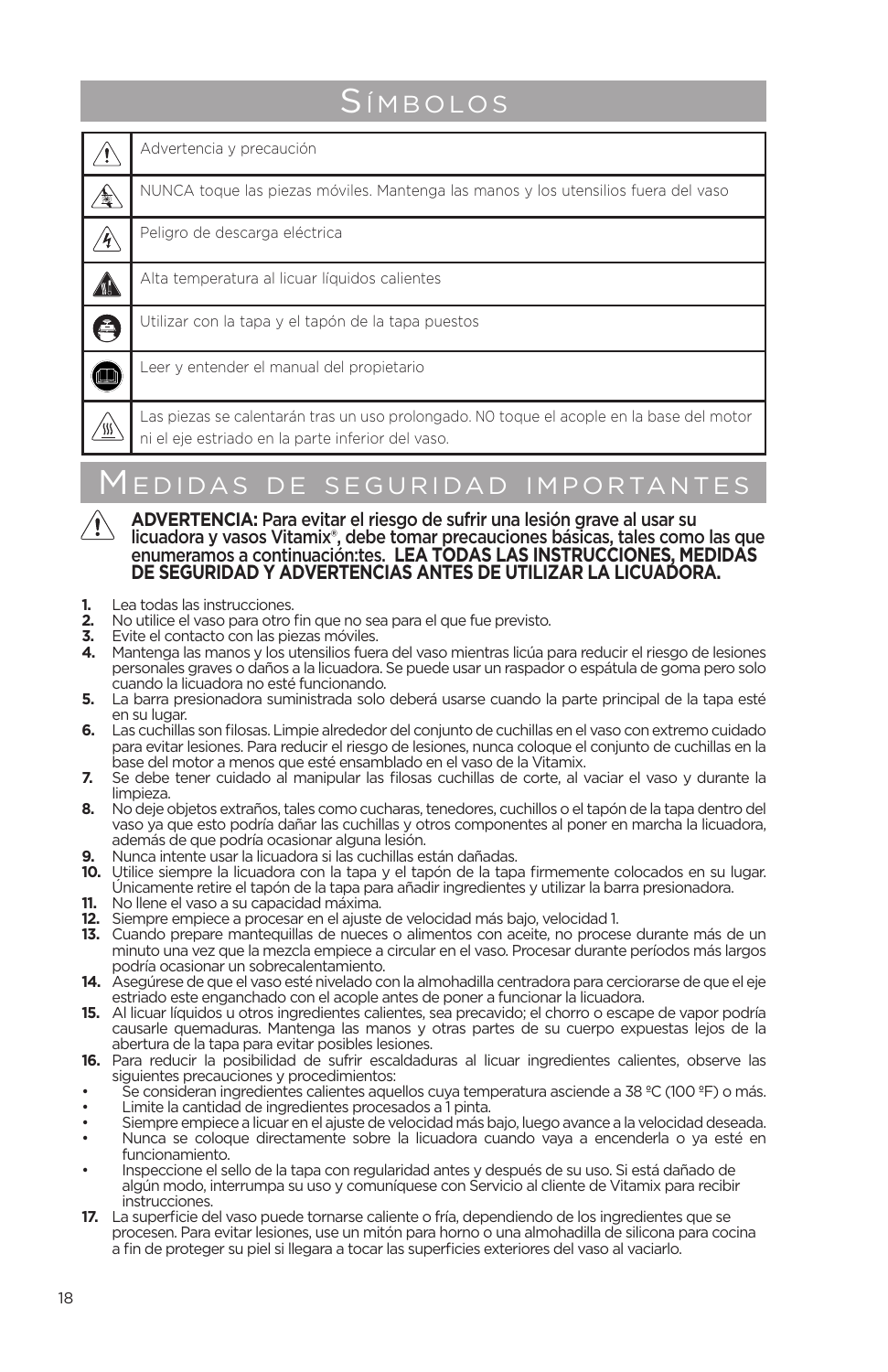# Símbolos

| | |
|---|---|
| ⚠ | Advertencia y precaución |
| | NUNCA toque las piezas móviles. Mantenga las manos y los utensilios fuera del vaso |
| | Peligro de descarga eléctrica |
| | Alta temperatura al licuar líquidos calientes |
| | Utilizar con la tapa y el tapón de la tapa puestos |
| | Leer y entender el manual del propietario |
| | Las piezas se calentarán tras un uso prolongado. NO toque el acople en la base del motor ni el eje estriado en la parte inferior del vaso. |

# Medidas de seguridad importantes

⚠ **ADVERTENCIA: Para evitar el riesgo de sufrir una lesión grave al usar su licuadora y vasos Vitamix®, debe tomar precauciones básicas, tales como las que enumeramos a continuación:tes. LEA TODAS LAS INSTRUCCIONES, MEDIDAS DE SEGURIDAD Y ADVERTENCIAS ANTES DE UTILIZAR LA LICUADORA.**

1. Lea todas las instrucciones.
2. No utilice el vaso para otro fin que no sea para el que fue previsto.
3. Evite el contacto con las piezas móviles.
4. Mantenga las manos y los utensilios fuera del vaso mientras licúa para reducir el riesgo de lesiones personales graves o daños a la licuadora. Se puede usar un raspador o espátula de goma pero solo cuando la licuadora no esté funcionando.
5. La barra presionadora suministrada solo deberá usarse cuando la parte principal de la tapa esté en su lugar.
6. Las cuchillas son filosas. Limpie alrededor del conjunto de cuchillas en el vaso con extremo cuidado para evitar lesiones. Para reducir el riesgo de lesiones, nunca coloque el conjunto de cuchillas en la base del motor a menos que esté ensamblado en el vaso de la Vitamix.
7. Se debe tener cuidado al manipular las filosas cuchillas de corte, al vaciar el vaso y durante la limpieza.
8. No deje objetos extraños, tales como cucharas, tenedores, cuchillos o el tapón de la tapa dentro del vaso ya que esto podría dañar las cuchillas y otros componentes al poner en marcha la licuadora, además de que podría ocasionar alguna lesión.
9. Nunca intente usar la licuadora si las cuchillas están dañadas.
10. Utilice siempre la licuadora con la tapa y el tapón de la tapa firmemente colocados en su lugar. Únicamente retire el tapón de la tapa para añadir ingredientes y utilizar la barra presionadora.
11. No llene el vaso a su capacidad máxima.
12. Siempre empiece a procesar en el ajuste de velocidad más bajo, velocidad 1.
13. Cuando prepare mantequillas de nueces o alimentos con aceite, no procese durante más de un minuto una vez que la mezcla empiece a circular en el vaso. Procesar durante períodos más largos podría ocasionar un sobrecalentamiento.
14. Asegúrese de que el vaso esté nivelado con la almohadilla centradora para cerciorarse de que el eje estriado este enganchado con el acople antes de poner a funcionar la licuadora.
15. Al licuar líquidos u otros ingredientes calientes, sea precavido; el chorro o escape de vapor podría causarle quemaduras. Mantenga las manos y otras partes de su cuerpo expuestas lejos de la abertura de la tapa para evitar posibles lesiones.
16. Para reducir la posibilidad de sufrir escaldaduras al licuar ingredientes calientes, observe las siguientes precauciones y procedimientos:
    - Se consideran ingredientes calientes aquellos cuya temperatura asciende a 38 ºC (100 ºF) o más.
    - Limite la cantidad de ingredientes procesados a 1 pinta.
    - Siempre empiece a licuar en el ajuste de velocidad más bajo, luego avance a la velocidad deseada.
    - Nunca se coloque directamente sobre la licuadora cuando vaya a encenderla o ya esté en funcionamiento.
    - Inspeccione el sello de la tapa con regularidad antes y después de su uso. Si está dañado de algún modo, interrumpa su uso y comuníquese con Servicio al cliente de Vitamix para recibir instrucciones.
17. La superficie del vaso puede tornarse caliente o fría, dependiendo de los ingredientes que se procesen. Para evitar lesiones, use un mitón para horno o una almohadilla de silicona para cocina a fin de proteger su piel si llegara a tocar las superficies exteriores del vaso al vaciarlo.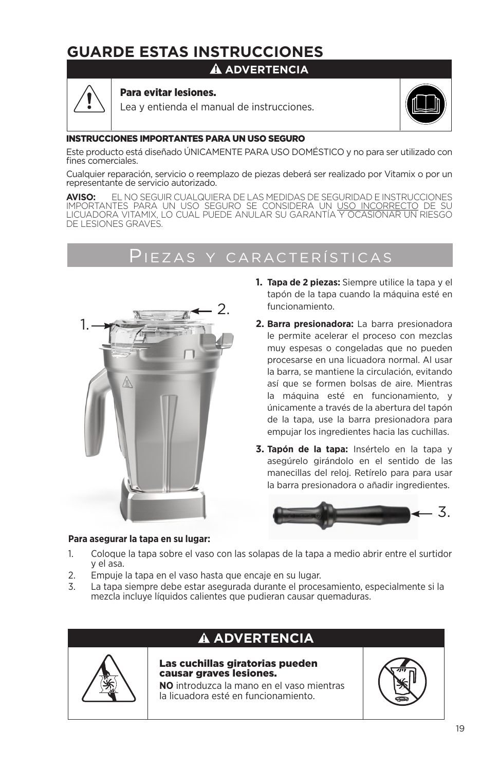# GUARDE ESTAS INSTRUCCIONES

**⚠ ADVERTENCIA**

**Para evitar lesiones.**
Lea y entienda el manual de instrucciones.

**INSTRUCCIONES IMPORTANTES PARA UN USO SEGURO**

Este producto está diseñado ÚNICAMENTE PARA USO DOMÉSTICO y no para ser utilizado con fines comerciales.

Cualquier reparación, servicio o reemplazo de piezas deberá ser realizado por Vitamix o por un representante de servicio autorizado.

**AVISO:** EL NO SEGUIR CUALQUIERA DE LAS MEDIDAS DE SEGURIDAD E INSTRUCCIONES IMPORTANTES PARA UN USO SEGURO SE CONSIDERA UN USO INCORRECTO DE SU LICUADORA VITAMIX, LO CUAL PUEDE ANULAR SU GARANTÍA Y OCASIONAR UN RIESGO DE LESIONES GRAVES.

## Piezas y características

1. **Tapa de 2 piezas:** Siempre utilice la tapa y el tapón de la tapa cuando la máquina esté en funcionamiento.
2. **Barra presionadora:** La barra presionadora le permite acelerar el proceso con mezclas muy espesas o congeladas que no pueden procesarse en una licuadora normal. Al usar la barra, se mantiene la circulación, evitando así que se formen bolsas de aire. Mientras la máquina esté en funcionamiento, y únicamente a través de la abertura del tapón de la tapa, use la barra presionadora para empujar los ingredientes hacia las cuchillas.
3. **Tapón de la tapa:** Insértelo en la tapa y asegúrelo girándolo en el sentido de las manecillas del reloj. Retírelo para para usar la barra presionadora o añadir ingredientes.

**Para asegurar la tapa en su lugar:**

1. Coloque la tapa sobre el vaso con las solapas de la tapa a medio abrir entre el surtidor y el asa.
2. Empuje la tapa en el vaso hasta que encaje en su lugar.
3. La tapa siempre debe estar asegurada durante el procesamiento, especialmente si la mezcla incluye líquidos calientes que pudieran causar quemaduras.

**⚠ ADVERTENCIA**

**Las cuchillas giratorias pueden causar graves lesiones.**
**NO** introduzca la mano en el vaso mientras la licuadora esté en funcionamiento.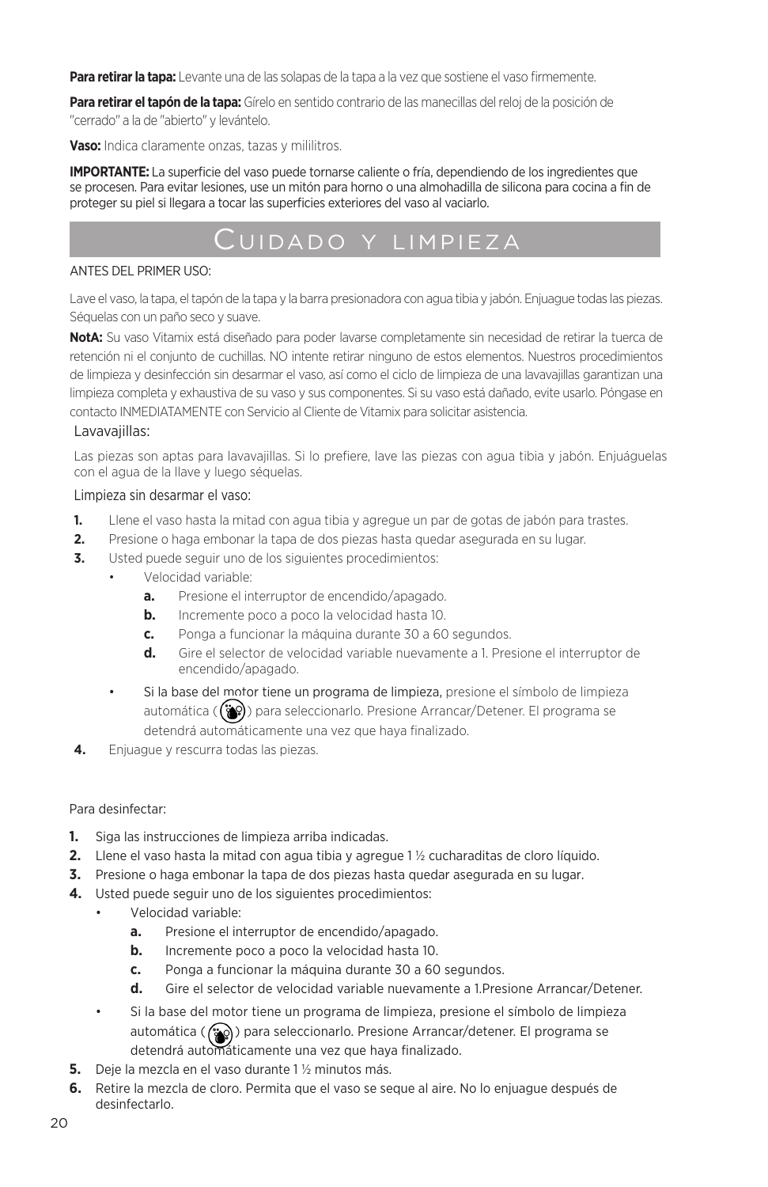**Para retirar la tapa:** Levante una de las solapas de la tapa a la vez que sostiene el vaso firmemente.

**Para retirar el tapón de la tapa:** Gírelo en sentido contrario de las manecillas del reloj de la posición de "cerrado" a la de "abierto" y levántelo.

**Vaso:** Indica claramente onzas, tazas y mililitros.

**IMPORTANTE:** La superficie del vaso puede tornarse caliente o fría, dependiendo de los ingredientes que se procesen. Para evitar lesiones, use un mitón para horno o una almohadilla de silicona para cocina a fin de proteger su piel si llegara a tocar las superficies exteriores del vaso al vaciarlo.

## Cuidado y limpieza

ANTES DEL PRIMER USO:

Lave el vaso, la tapa, el tapón de la tapa y la barra presionadora con agua tibia y jabón. Enjuague todas las piezas. Séquelas con un paño seco y suave.

**NotA:** Su vaso Vitamix está diseñado para poder lavarse completamente sin necesidad de retirar la tuerca de retención ni el conjunto de cuchillas. NO intente retirar ninguno de estos elementos. Nuestros procedimientos de limpieza y desinfección sin desarmar el vaso, así como el ciclo de limpieza de una lavavajillas garantizan una limpieza completa y exhaustiva de su vaso y sus componentes. Si su vaso está dañado, evite usarlo. Póngase en contacto INMEDIATAMENTE con Servicio al Cliente de Vitamix para solicitar asistencia.

Lavavajillas:

Las piezas son aptas para lavavajillas. Si lo prefiere, lave las piezas con agua tibia y jabón. Enjuáguelas con el agua de la llave y luego séquelas.

Limpieza sin desarmar el vaso:

1. Llene el vaso hasta la mitad con agua tibia y agregue un par de gotas de jabón para trastes.
2. Presione o haga embonar la tapa de dos piezas hasta quedar asegurada en su lugar.
3. Usted puede seguir uno de los siguientes procedimientos:
   - Velocidad variable:
     a. Presione el interruptor de encendido/apagado.
     b. Incremente poco a poco la velocidad hasta 10.
     c. Ponga a funcionar la máquina durante 30 a 60 segundos.
     d. Gire el selector de velocidad variable nuevamente a 1. Presione el interruptor de encendido/apagado.
   - Si la base del motor tiene un programa de limpieza, presione el símbolo de limpieza automática ( ) para seleccionarlo. Presione Arrancar/Detener. El programa se detendrá automáticamente una vez que haya finalizado.
4. Enjuague y rescurra todas las piezas.

Para desinfectar:

1. Siga las instrucciones de limpieza arriba indicadas.
2. Llene el vaso hasta la mitad con agua tibia y agregue 1 ½ cucharaditas de cloro líquido.
3. Presione o haga embonar la tapa de dos piezas hasta quedar asegurada en su lugar.
4. Usted puede seguir uno de los siguientes procedimientos:
   - Velocidad variable:
     a. Presione el interruptor de encendido/apagado.
     b. Incremente poco a poco la velocidad hasta 10.
     c. Ponga a funcionar la máquina durante 30 a 60 segundos.
     d. Gire el selector de velocidad variable nuevamente a 1.Presione Arrancar/Detener.
   - Si la base del motor tiene un programa de limpieza, presione el símbolo de limpieza automática ( ) para seleccionarlo. Presione Arrancar/detener. El programa se detendrá automáticamente una vez que haya finalizado.
5. Deje la mezcla en el vaso durante 1 ½ minutos más.
6. Retire la mezcla de cloro. Permita que el vaso se seque al aire. No lo enjuague después de desinfectarlo.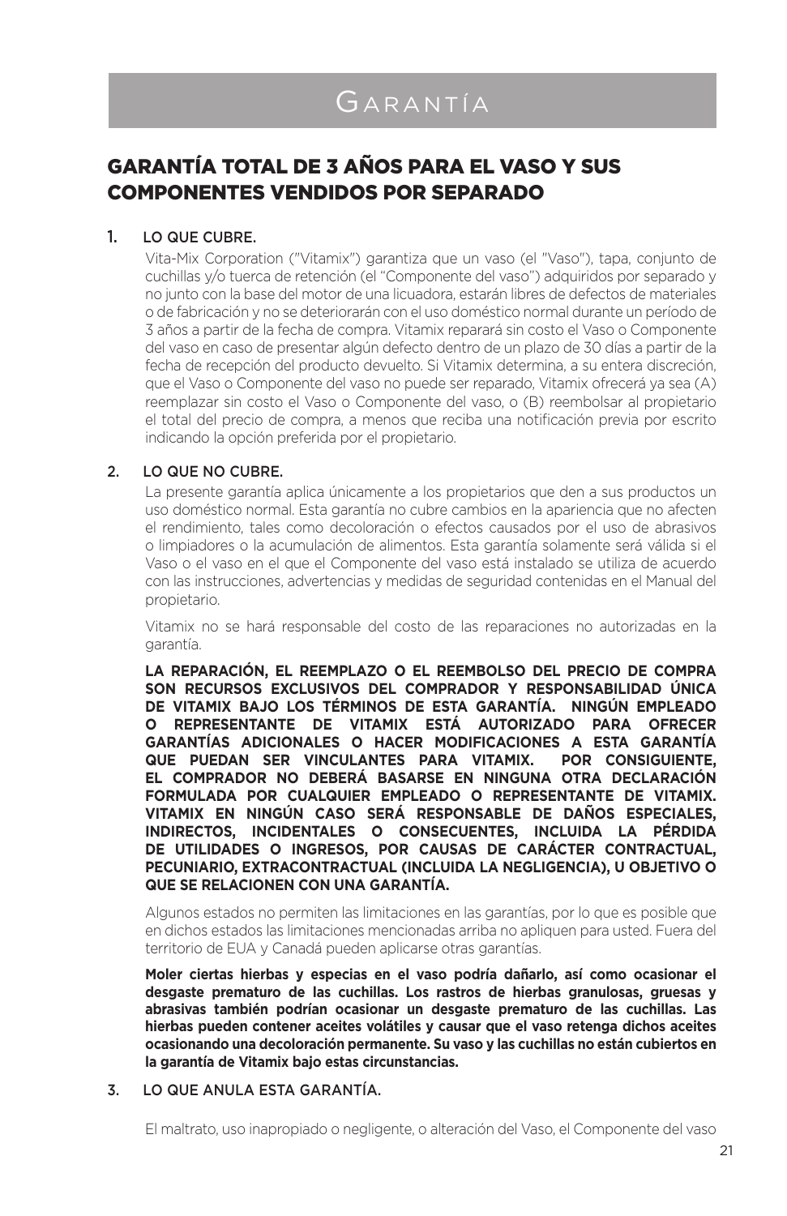# Garantía

## GARANTÍA TOTAL DE 3 AÑOS PARA EL VASO Y SUS COMPONENTES VENDIDOS POR SEPARADO

1. LO QUE CUBRE.

   Vita-Mix Corporation ("Vitamix") garantiza que un vaso (el "Vaso"), tapa, conjunto de cuchillas y/o tuerca de retención (el "Componente del vaso") adquiridos por separado y no junto con la base del motor de una licuadora, estarán libres de defectos de materiales o de fabricación y no se deteriorarán con el uso doméstico normal durante un período de 3 años a partir de la fecha de compra. Vitamix reparará sin costo el Vaso o Componente del vaso en caso de presentar algún defecto dentro de un plazo de 30 días a partir de la fecha de recepción del producto devuelto. Si Vitamix determina, a su entera discreción, que el Vaso o Componente del vaso no puede ser reparado, Vitamix ofrecerá ya sea (A) reemplazar sin costo el Vaso o Componente del vaso, o (B) reembolsar al propietario el total del precio de compra, a menos que reciba una notificación previa por escrito indicando la opción preferida por el propietario.

2. LO QUE NO CUBRE.

   La presente garantía aplica únicamente a los propietarios que den a sus productos un uso doméstico normal. Esta garantía no cubre cambios en la apariencia que no afecten el rendimiento, tales como decoloración o efectos causados por el uso de abrasivos o limpiadores o la acumulación de alimentos. Esta garantía solamente será válida si el Vaso o el vaso en el que el Componente del vaso está instalado se utiliza de acuerdo con las instrucciones, advertencias y medidas de seguridad contenidas en el Manual del propietario.

   Vitamix no se hará responsable del costo de las reparaciones no autorizadas en la garantía.

   **LA REPARACIÓN, EL REEMPLAZO O EL REEMBOLSO DEL PRECIO DE COMPRA SON RECURSOS EXCLUSIVOS DEL COMPRADOR Y RESPONSABILIDAD ÚNICA DE VITAMIX BAJO LOS TÉRMINOS DE ESTA GARANTÍA. NINGÚN EMPLEADO O REPRESENTANTE DE VITAMIX ESTÁ AUTORIZADO PARA OFRECER GARANTÍAS ADICIONALES O HACER MODIFICACIONES A ESTA GARANTÍA QUE PUEDAN SER VINCULANTES PARA VITAMIX. POR CONSIGUIENTE, EL COMPRADOR NO DEBERÁ BASARSE EN NINGUNA OTRA DECLARACIÓN FORMULADA POR CUALQUIER EMPLEADO O REPRESENTANTE DE VITAMIX. VITAMIX EN NINGÚN CASO SERÁ RESPONSABLE DE DAÑOS ESPECIALES, INDIRECTOS, INCIDENTALES O CONSECUENTES, INCLUIDA LA PÉRDIDA DE UTILIDADES O INGRESOS, POR CAUSAS DE CARÁCTER CONTRACTUAL, PECUNIARIO, EXTRACONTRACTUAL (INCLUIDA LA NEGLIGENCIA), U OBJETIVO O QUE SE RELACIONEN CON UNA GARANTÍA.**

   Algunos estados no permiten las limitaciones en las garantías, por lo que es posible que en dichos estados las limitaciones mencionadas arriba no apliquen para usted. Fuera del territorio de EUA y Canadá pueden aplicarse otras garantías.

   **Moler ciertas hierbas y especias en el vaso podría dañarlo, así como ocasionar el desgaste prematuro de las cuchillas. Los rastros de hierbas granulosas, gruesas y abrasivas también podrían ocasionar un desgaste prematuro de las cuchillas. Las hierbas pueden contener aceites volátiles y causar que el vaso retenga dichos aceites ocasionando una decoloración permanente. Su vaso y las cuchillas no están cubiertos en la garantía de Vitamix bajo estas circunstancias.**

3. LO QUE ANULA ESTA GARANTÍA.

   El maltrato, uso inapropiado o negligente, o alteración del Vaso, el Componente del vaso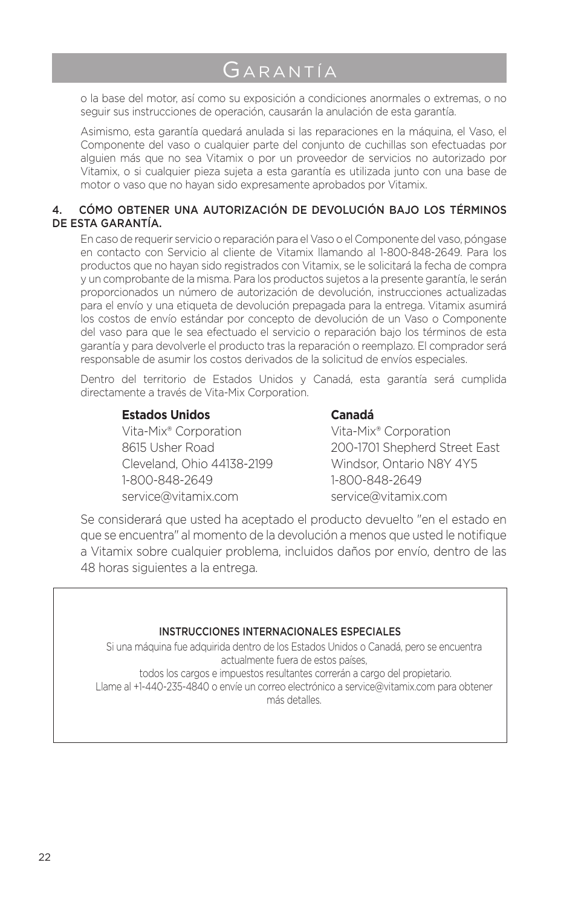# Garantía

o la base del motor, así como su exposición a condiciones anormales o extremas, o no seguir sus instrucciones de operación, causarán la anulación de esta garantía.

Asimismo, esta garantía quedará anulada si las reparaciones en la máquina, el Vaso, el Componente del vaso o cualquier parte del conjunto de cuchillas son efectuadas por alguien más que no sea Vitamix o por un proveedor de servicios no autorizado por Vitamix, o si cualquier pieza sujeta a esta garantía es utilizada junto con una base de motor o vaso que no hayan sido expresamente aprobados por Vitamix.

4. CÓMO OBTENER UNA AUTORIZACIÓN DE DEVOLUCIÓN BAJO LOS TÉRMINOS DE ESTA GARANTÍA.

En caso de requerir servicio o reparación para el Vaso o el Componente del vaso, póngase en contacto con Servicio al cliente de Vitamix llamando al 1-800-848-2649. Para los productos que no hayan sido registrados con Vitamix, se le solicitará la fecha de compra y un comprobante de la misma. Para los productos sujetos a la presente garantía, le serán proporcionados un número de autorización de devolución, instrucciones actualizadas para el envío y una etiqueta de devolución prepagada para la entrega. Vitamix asumirá los costos de envío estándar por concepto de devolución de un Vaso o Componente del vaso para que le sea efectuado el servicio o reparación bajo los términos de esta garantía y para devolverle el producto tras la reparación o reemplazo. El comprador será responsable de asumir los costos derivados de la solicitud de envíos especiales.

Dentro del territorio de Estados Unidos y Canadá, esta garantía será cumplida directamente a través de Vita-Mix Corporation.

**Estados Unidos**
Vita-Mix® Corporation
8615 Usher Road
Cleveland, Ohio 44138-2199
1-800-848-2649
service@vitamix.com

**Canadá**
Vita-Mix® Corporation
200-1701 Shepherd Street East
Windsor, Ontario N8Y 4Y5
1-800-848-2649
service@vitamix.com

Se considerará que usted ha aceptado el producto devuelto "en el estado en que se encuentra" al momento de la devolución a menos que usted le notifique a Vitamix sobre cualquier problema, incluidos daños por envío, dentro de las 48 horas siguientes a la entrega.

INSTRUCCIONES INTERNACIONALES ESPECIALES

Si una máquina fue adquirida dentro de los Estados Unidos o Canadá, pero se encuentra actualmente fuera de estos países,
todos los cargos e impuestos resultantes correrán a cargo del propietario.
Llame al +1-440-235-4840 o envíe un correo electrónico a service@vitamix.com para obtener más detalles.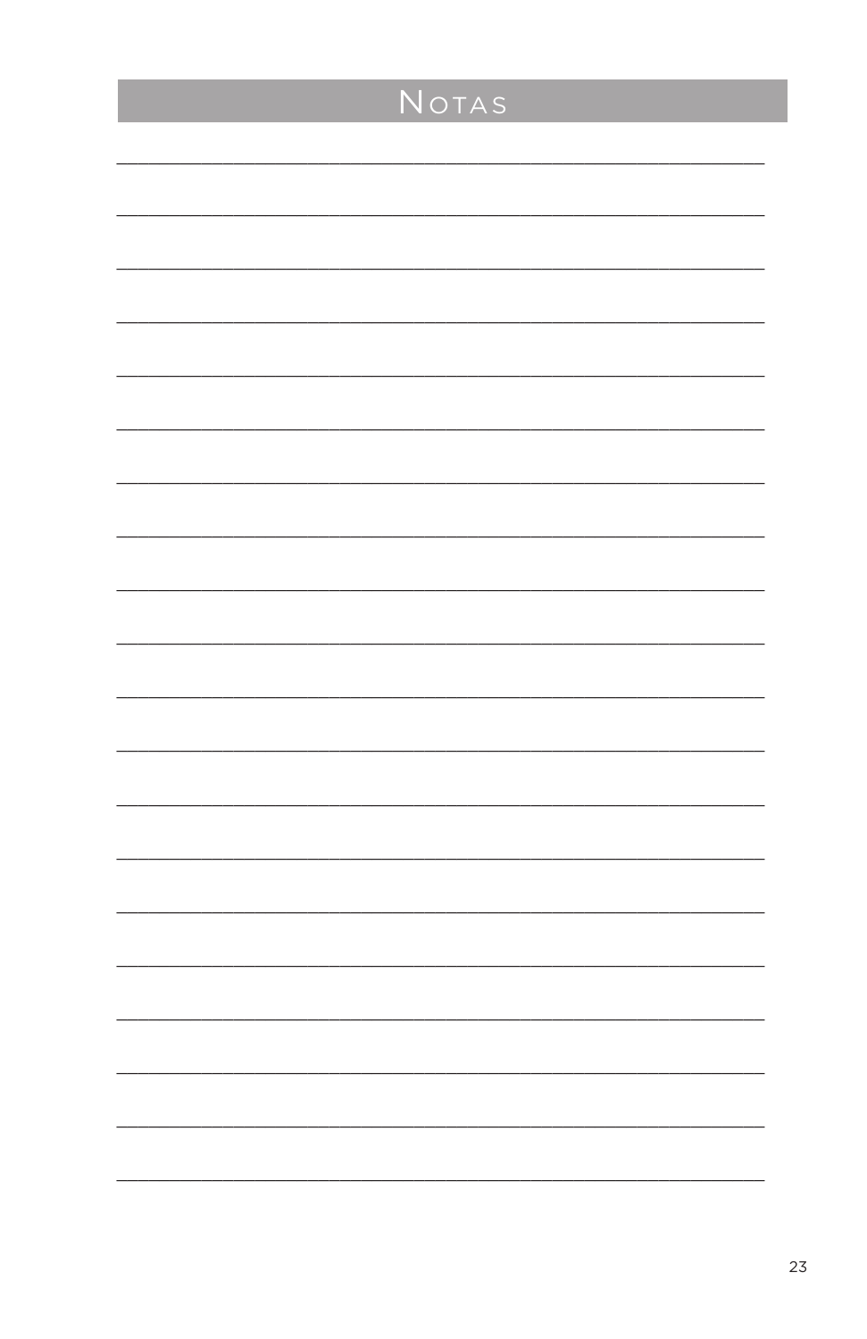# Notas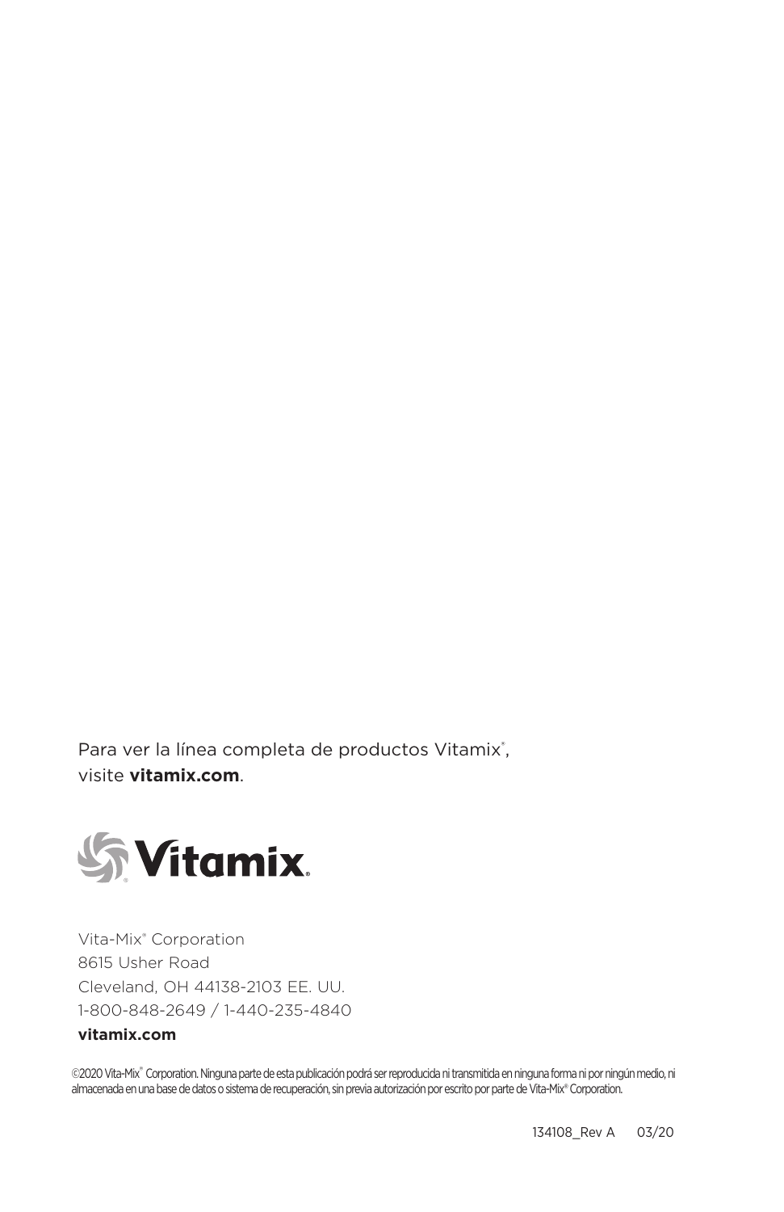Para ver la línea completa de productos Vitamix®,
visite **vitamix.com**.

Vita-Mix® Corporation
8615 Usher Road
Cleveland, OH 44138-2103 EE. UU.
1-800-848-2649 / 1-440-235-4840
**vitamix.com**

©2020 Vita-Mix® Corporation. Ninguna parte de esta publicación podrá ser reproducida ni transmitida en ninguna forma ni por ningún medio, ni almacenada en una base de datos o sistema de recuperación, sin previa autorización por escrito por parte de Vita-Mix® Corporation.

134108_Rev A 03/20